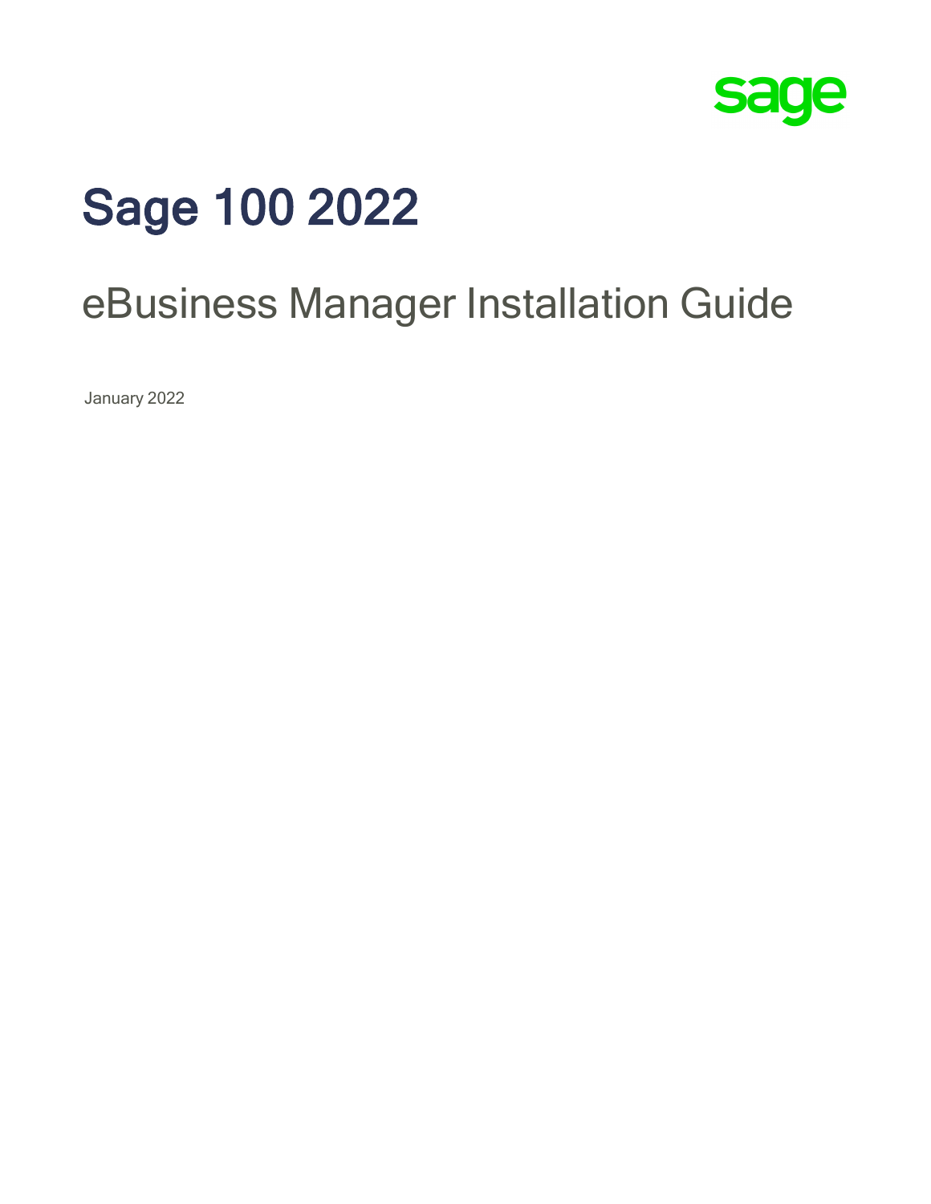sage

# Sage 100 2022

## eBusiness Manager Installation Guide

January 2022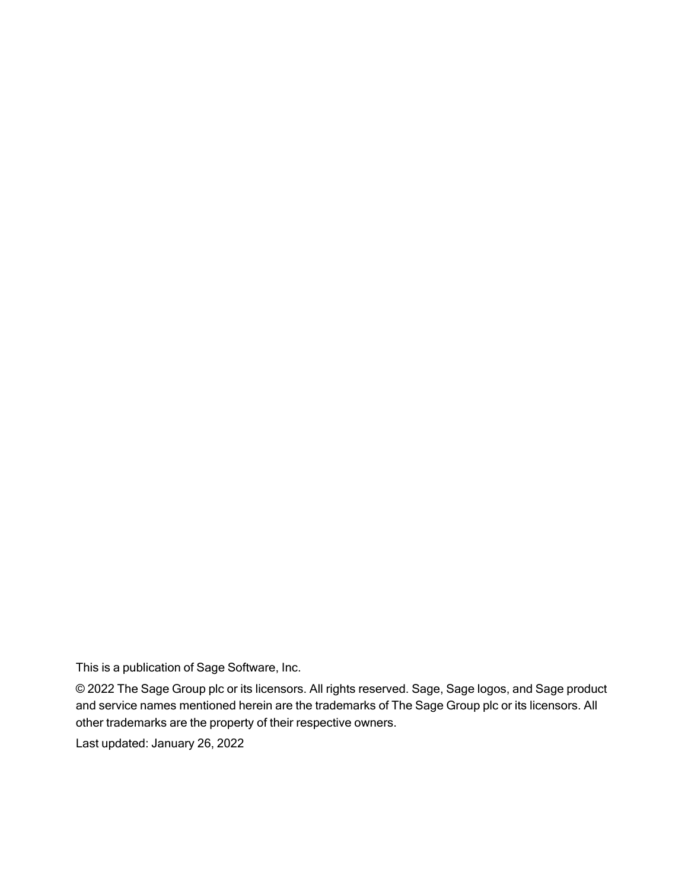This is a publication of Sage Software, Inc.

© 2022 The Sage Group plc or its licensors. All rights reserved. Sage, Sage logos, and Sage product and service names mentioned herein are the trademarks of The Sage Group plc or its licensors. All other trademarks are the property of their respective owners.

Last updated: January 26, 2022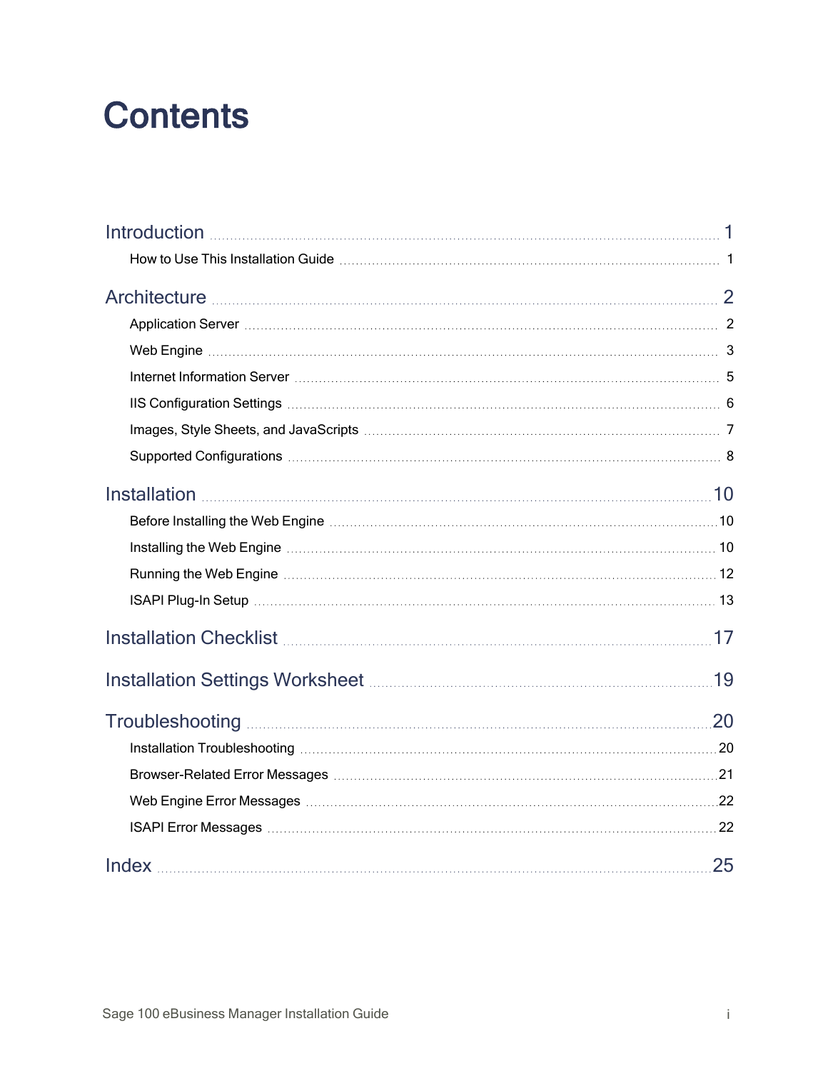# Contents

Introduction ..... 1

- How to Use This Installation Guide ..... 1

Architecture ..... 2

- Application Server ..... 2
- Web Engine ..... 3
- Internet Information Server ..... 5
- IIS Configuration Settings ..... 6
- Images, Style Sheets, and JavaScripts ..... 7
- Supported Configurations ..... 8

Installation ..... 10

- Before Installing the Web Engine ..... 10
- Installing the Web Engine ..... 10
- Running the Web Engine ..... 12
- ISAPI Plug-In Setup ..... 13

Installation Checklist ..... 17

Installation Settings Worksheet ..... 19

Troubleshooting ..... 20

- Installation Troubleshooting ..... 20
- Browser-Related Error Messages ..... 21
- Web Engine Error Messages ..... 22
- ISAPI Error Messages ..... 22

Index ..... 25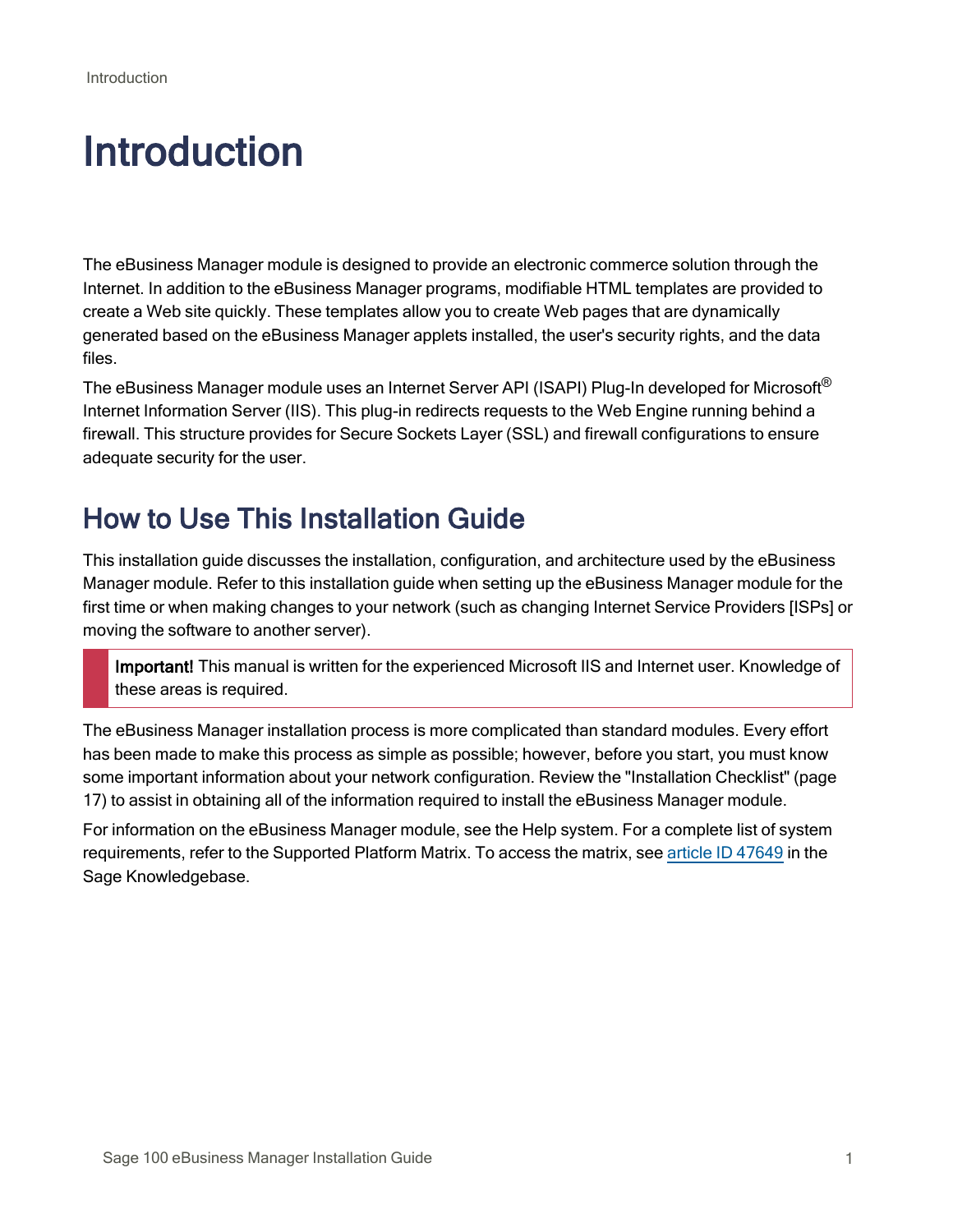# Introduction

The eBusiness Manager module is designed to provide an electronic commerce solution through the Internet. In addition to the eBusiness Manager programs, modifiable HTML templates are provided to create a Web site quickly. These templates allow you to create Web pages that are dynamically generated based on the eBusiness Manager applets installed, the user's security rights, and the data files.

The eBusiness Manager module uses an Internet Server API (ISAPI) Plug-In developed for Microsoft® Internet Information Server (IIS). This plug-in redirects requests to the Web Engine running behind a firewall. This structure provides for Secure Sockets Layer (SSL) and firewall configurations to ensure adequate security for the user.

## How to Use This Installation Guide

This installation guide discusses the installation, configuration, and architecture used by the eBusiness Manager module. Refer to this installation guide when setting up the eBusiness Manager module for the first time or when making changes to your network (such as changing Internet Service Providers [ISPs] or moving the software to another server).

> **Important!** This manual is written for the experienced Microsoft IIS and Internet user. Knowledge of these areas is required.

The eBusiness Manager installation process is more complicated than standard modules. Every effort has been made to make this process as simple as possible; however, before you start, you must know some important information about your network configuration. Review the "Installation Checklist" (page 17) to assist in obtaining all of the information required to install the eBusiness Manager module.

For information on the eBusiness Manager module, see the Help system. For a complete list of system requirements, refer to the Supported Platform Matrix. To access the matrix, see article ID 47649 in the Sage Knowledgebase.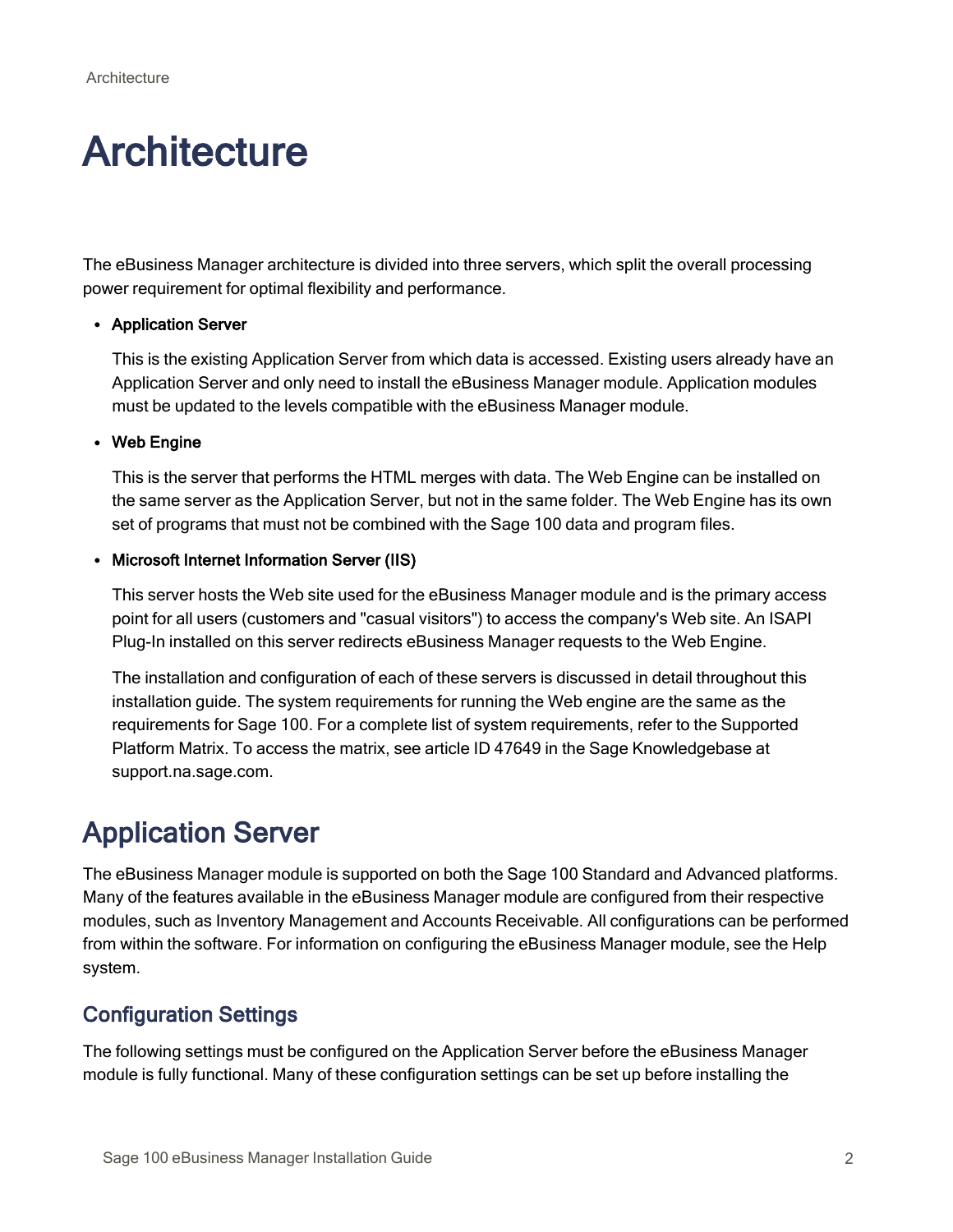# Architecture

The eBusiness Manager architecture is divided into three servers, which split the overall processing power requirement for optimal flexibility and performance.

- **Application Server**

  This is the existing Application Server from which data is accessed. Existing users already have an Application Server and only need to install the eBusiness Manager module. Application modules must be updated to the levels compatible with the eBusiness Manager module.

- **Web Engine**

  This is the server that performs the HTML merges with data. The Web Engine can be installed on the same server as the Application Server, but not in the same folder. The Web Engine has its own set of programs that must not be combined with the Sage 100 data and program files.

- **Microsoft Internet Information Server (IIS)**

  This server hosts the Web site used for the eBusiness Manager module and is the primary access point for all users (customers and "casual visitors") to access the company's Web site. An ISAPI Plug-In installed on this server redirects eBusiness Manager requests to the Web Engine.

  The installation and configuration of each of these servers is discussed in detail throughout this installation guide. The system requirements for running the Web engine are the same as the requirements for Sage 100. For a complete list of system requirements, refer to the Supported Platform Matrix. To access the matrix, see article ID 47649 in the Sage Knowledgebase at support.na.sage.com.

## Application Server

The eBusiness Manager module is supported on both the Sage 100 Standard and Advanced platforms. Many of the features available in the eBusiness Manager module are configured from their respective modules, such as Inventory Management and Accounts Receivable. All configurations can be performed from within the software. For information on configuring the eBusiness Manager module, see the Help system.

### Configuration Settings

The following settings must be configured on the Application Server before the eBusiness Manager module is fully functional. Many of these configuration settings can be set up before installing the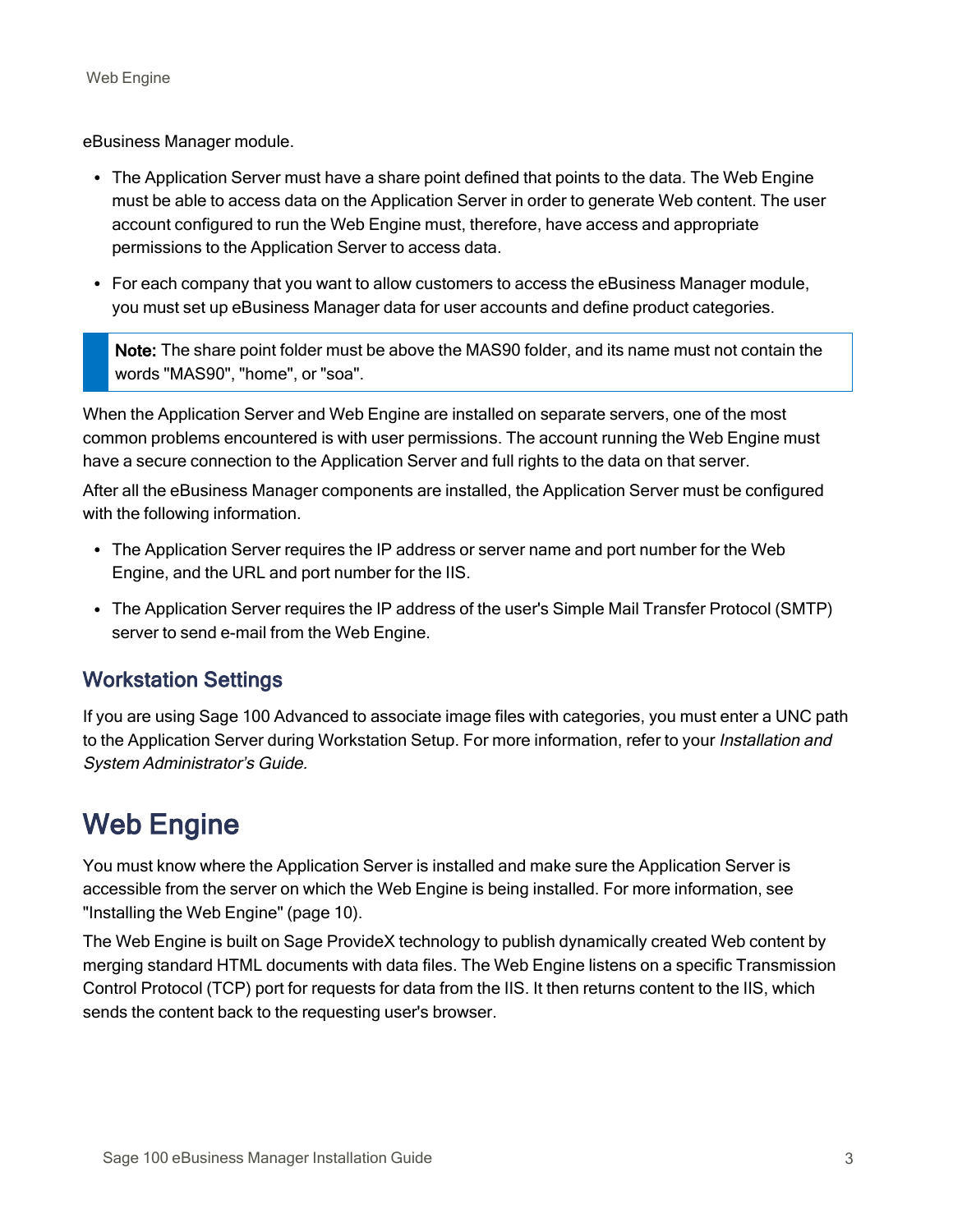eBusiness Manager module.

- The Application Server must have a share point defined that points to the data. The Web Engine must be able to access data on the Application Server in order to generate Web content. The user account configured to run the Web Engine must, therefore, have access and appropriate permissions to the Application Server to access data.
- For each company that you want to allow customers to access the eBusiness Manager module, you must set up eBusiness Manager data for user accounts and define product categories.

> **Note:** The share point folder must be above the MAS90 folder, and its name must not contain the words "MAS90", "home", or "soa".

When the Application Server and Web Engine are installed on separate servers, one of the most common problems encountered is with user permissions. The account running the Web Engine must have a secure connection to the Application Server and full rights to the data on that server.

After all the eBusiness Manager components are installed, the Application Server must be configured with the following information.

- The Application Server requires the IP address or server name and port number for the Web Engine, and the URL and port number for the IIS.
- The Application Server requires the IP address of the user's Simple Mail Transfer Protocol (SMTP) server to send e-mail from the Web Engine.

## Workstation Settings

If you are using Sage 100 Advanced to associate image files with categories, you must enter a UNC path to the Application Server during Workstation Setup. For more information, refer to your *Installation and System Administrator's Guide.*

# Web Engine

You must know where the Application Server is installed and make sure the Application Server is accessible from the server on which the Web Engine is being installed. For more information, see "Installing the Web Engine" (page 10).

The Web Engine is built on Sage ProvideX technology to publish dynamically created Web content by merging standard HTML documents with data files. The Web Engine listens on a specific Transmission Control Protocol (TCP) port for requests for data from the IIS. It then returns content to the IIS, which sends the content back to the requesting user's browser.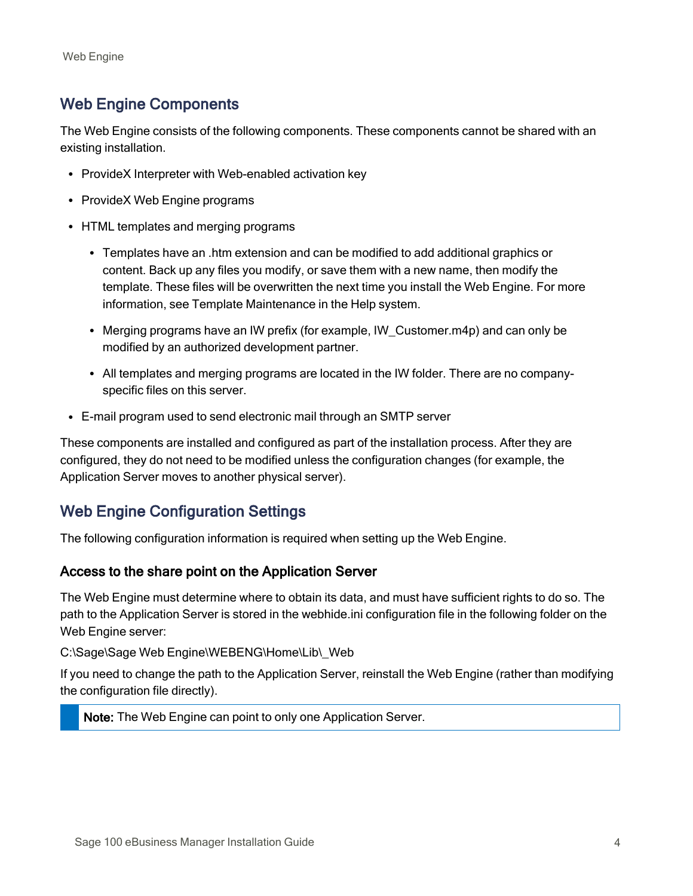## Web Engine Components

The Web Engine consists of the following components. These components cannot be shared with an existing installation.

- ProvideX Interpreter with Web-enabled activation key
- ProvideX Web Engine programs
- HTML templates and merging programs
  - Templates have an .htm extension and can be modified to add additional graphics or content. Back up any files you modify, or save them with a new name, then modify the template. These files will be overwritten the next time you install the Web Engine. For more information, see Template Maintenance in the Help system.
  - Merging programs have an IW prefix (for example, IW_Customer.m4p) and can only be modified by an authorized development partner.
  - All templates and merging programs are located in the IW folder. There are no company-specific files on this server.
- E-mail program used to send electronic mail through an SMTP server

These components are installed and configured as part of the installation process. After they are configured, they do not need to be modified unless the configuration changes (for example, the Application Server moves to another physical server).

## Web Engine Configuration Settings

The following configuration information is required when setting up the Web Engine.

### Access to the share point on the Application Server

The Web Engine must determine where to obtain its data, and must have sufficient rights to do so. The path to the Application Server is stored in the webhide.ini configuration file in the following folder on the Web Engine server:

C:\Sage\Sage Web Engine\WEBENG\Home\Lib\_Web

If you need to change the path to the Application Server, reinstall the Web Engine (rather than modifying the configuration file directly).

> **Note:** The Web Engine can point to only one Application Server.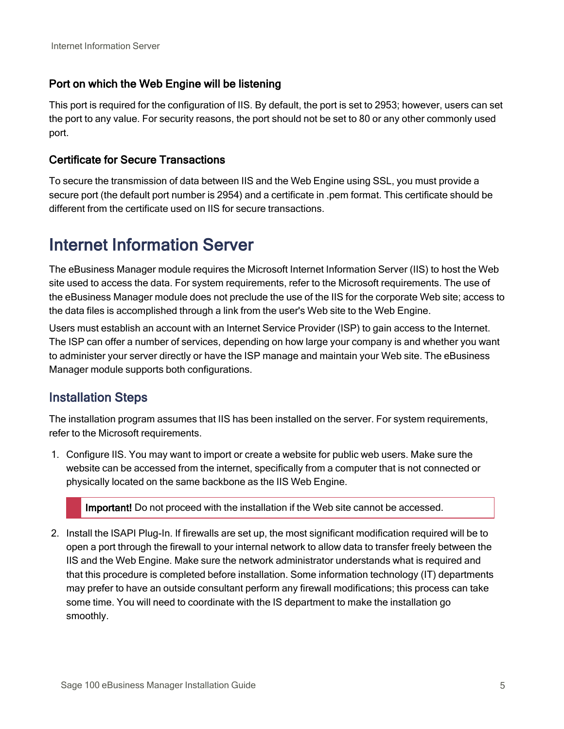### Port on which the Web Engine will be listening

This port is required for the configuration of IIS. By default, the port is set to 2953; however, users can set the port to any value. For security reasons, the port should not be set to 80 or any other commonly used port.

### Certificate for Secure Transactions

To secure the transmission of data between IIS and the Web Engine using SSL, you must provide a secure port (the default port number is 2954) and a certificate in .pem format. This certificate should be different from the certificate used on IIS for secure transactions.

# Internet Information Server

The eBusiness Manager module requires the Microsoft Internet Information Server (IIS) to host the Web site used to access the data. For system requirements, refer to the Microsoft requirements. The use of the eBusiness Manager module does not preclude the use of the IIS for the corporate Web site; access to the data files is accomplished through a link from the user's Web site to the Web Engine.

Users must establish an account with an Internet Service Provider (ISP) to gain access to the Internet. The ISP can offer a number of services, depending on how large your company is and whether you want to administer your server directly or have the ISP manage and maintain your Web site. The eBusiness Manager module supports both configurations.

## Installation Steps

The installation program assumes that IIS has been installed on the server. For system requirements, refer to the Microsoft requirements.

1. Configure IIS. You may want to import or create a website for public web users. Make sure the website can be accessed from the internet, specifically from a computer that is not connected or physically located on the same backbone as the IIS Web Engine.

   > **Important!** Do not proceed with the installation if the Web site cannot be accessed.

2. Install the ISAPI Plug-In. If firewalls are set up, the most significant modification required will be to open a port through the firewall to your internal network to allow data to transfer freely between the IIS and the Web Engine. Make sure the network administrator understands what is required and that this procedure is completed before installation. Some information technology (IT) departments may prefer to have an outside consultant perform any firewall modifications; this process can take some time. You will need to coordinate with the IS department to make the installation go smoothly.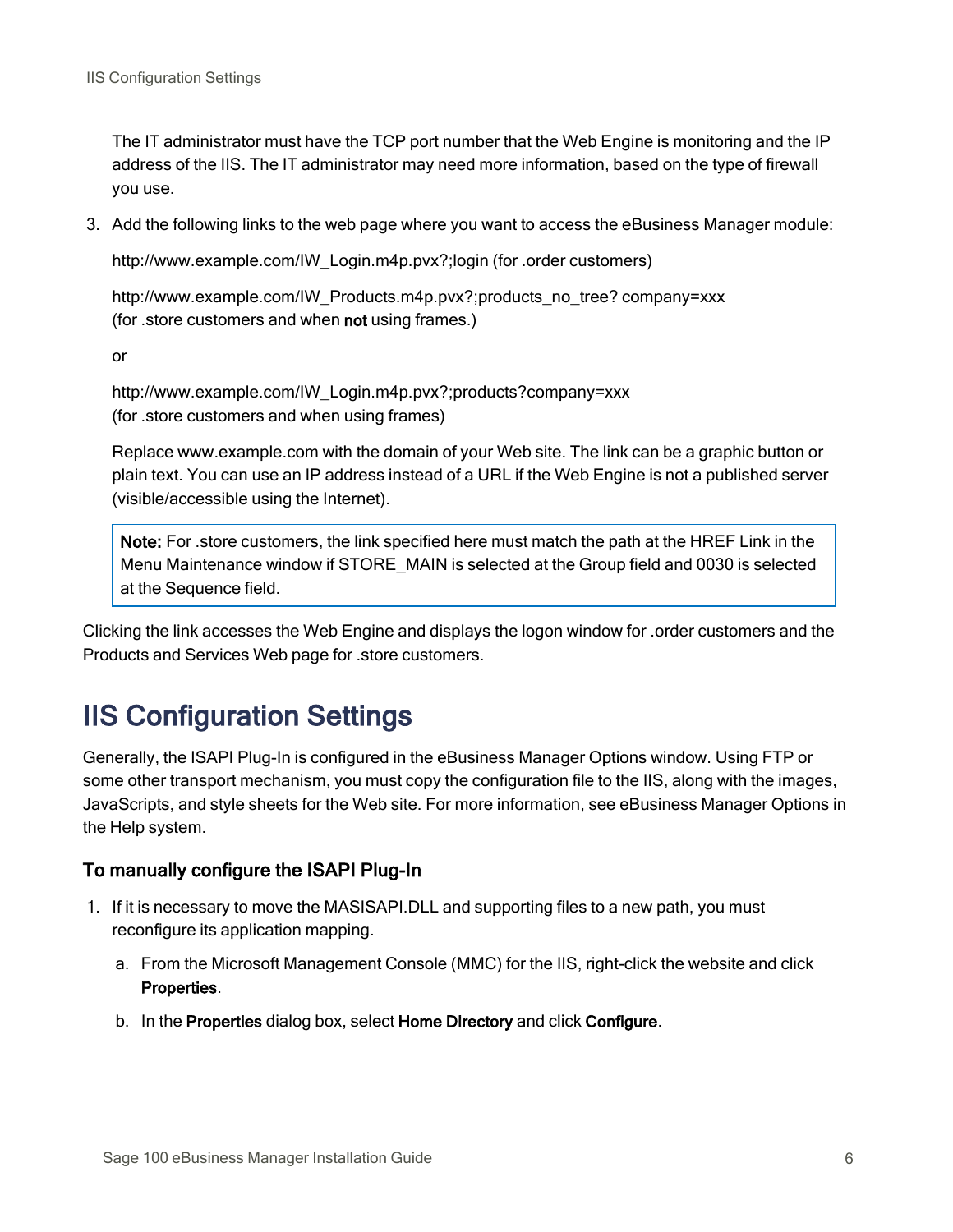The IT administrator must have the TCP port number that the Web Engine is monitoring and the IP address of the IIS. The IT administrator may need more information, based on the type of firewall you use.

3. Add the following links to the web page where you want to access the eBusiness Manager module:

   http://www.example.com/IW_Login.m4p.pvx?;login (for .order customers)

   http://www.example.com/IW_Products.m4p.pvx?;products_no_tree? company=xxx (for .store customers and when **not** using frames.)

   or

   http://www.example.com/IW_Login.m4p.pvx?;products?company=xxx (for .store customers and when using frames)

   Replace www.example.com with the domain of your Web site. The link can be a graphic button or plain text. You can use an IP address instead of a URL if the Web Engine is not a published server (visible/accessible using the Internet).

   > **Note:** For .store customers, the link specified here must match the path at the HREF Link in the Menu Maintenance window if STORE_MAIN is selected at the Group field and 0030 is selected at the Sequence field.

Clicking the link accesses the Web Engine and displays the logon window for .order customers and the Products and Services Web page for .store customers.

# IIS Configuration Settings

Generally, the ISAPI Plug-In is configured in the eBusiness Manager Options window. Using FTP or some other transport mechanism, you must copy the configuration file to the IIS, along with the images, JavaScripts, and style sheets for the Web site. For more information, see eBusiness Manager Options in the Help system.

### To manually configure the ISAPI Plug-In

1. If it is necessary to move the MASISAPI.DLL and supporting files to a new path, you must reconfigure its application mapping.

   a. From the Microsoft Management Console (MMC) for the IIS, right-click the website and click **Properties**.

   b. In the **Properties** dialog box, select **Home Directory** and click **Configure**.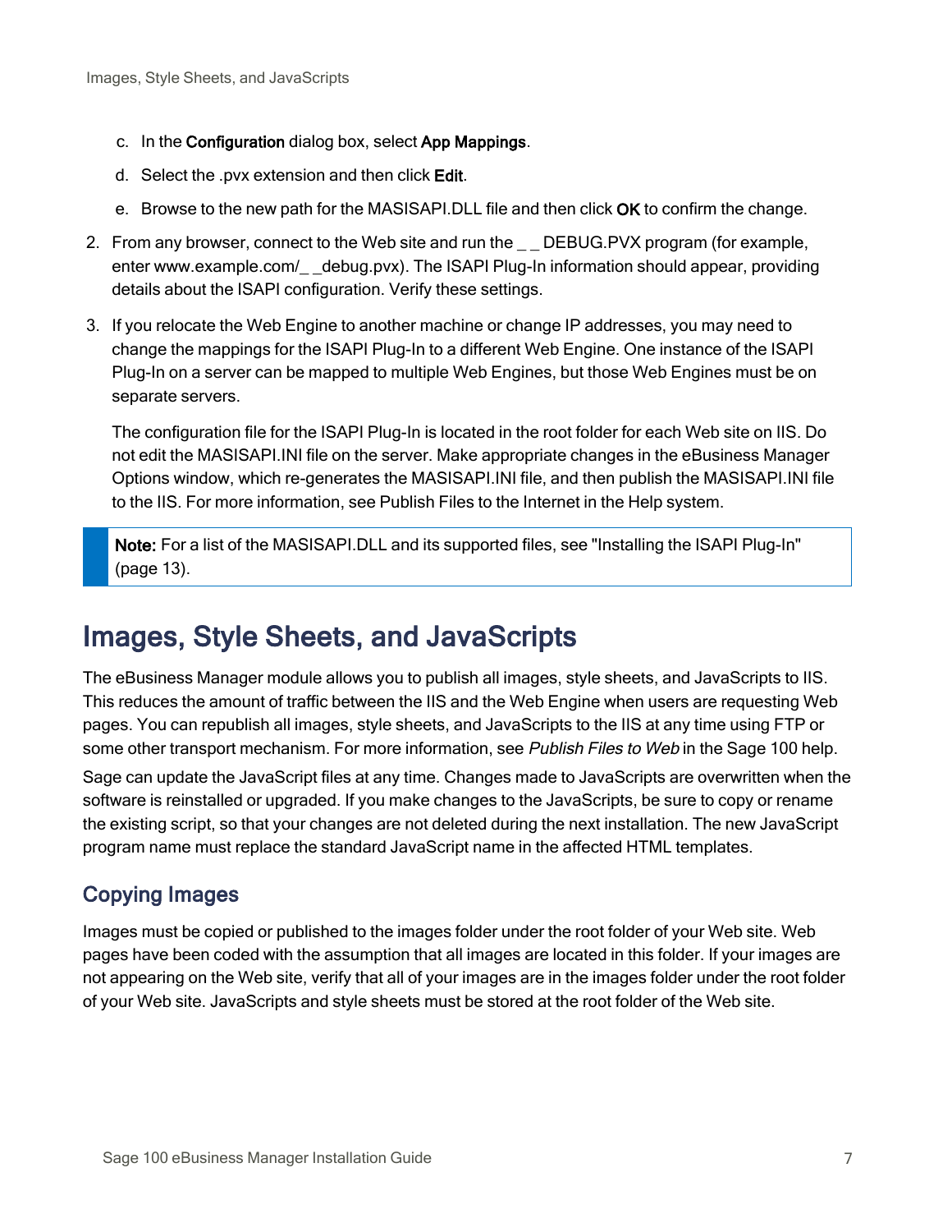c. In the **Configuration** dialog box, select **App Mappings**.

   d. Select the .pvx extension and then click **Edit**.

   e. Browse to the new path for the MASISAPI.DLL file and then click **OK** to confirm the change.

2. From any browser, connect to the Web site and run the _ _ DEBUG.PVX program (for example, enter www.example.com/_ _debug.pvx). The ISAPI Plug-In information should appear, providing details about the ISAPI configuration. Verify these settings.

3. If you relocate the Web Engine to another machine or change IP addresses, you may need to change the mappings for the ISAPI Plug-In to a different Web Engine. One instance of the ISAPI Plug-In on a server can be mapped to multiple Web Engines, but those Web Engines must be on separate servers.

   The configuration file for the ISAPI Plug-In is located in the root folder for each Web site on IIS. Do not edit the MASISAPI.INI file on the server. Make appropriate changes in the eBusiness Manager Options window, which re-generates the MASISAPI.INI file, and then publish the MASISAPI.INI file to the IIS. For more information, see Publish Files to the Internet in the Help system.

> **Note:** For a list of the MASISAPI.DLL and its supported files, see "Installing the ISAPI Plug-In" (page 13).

# Images, Style Sheets, and JavaScripts

The eBusiness Manager module allows you to publish all images, style sheets, and JavaScripts to IIS. This reduces the amount of traffic between the IIS and the Web Engine when users are requesting Web pages. You can republish all images, style sheets, and JavaScripts to the IIS at any time using FTP or some other transport mechanism. For more information, see *Publish Files to Web* in the Sage 100 help.

Sage can update the JavaScript files at any time. Changes made to JavaScripts are overwritten when the software is reinstalled or upgraded. If you make changes to the JavaScripts, be sure to copy or rename the existing script, so that your changes are not deleted during the next installation. The new JavaScript program name must replace the standard JavaScript name in the affected HTML templates.

## Copying Images

Images must be copied or published to the images folder under the root folder of your Web site. Web pages have been coded with the assumption that all images are located in this folder. If your images are not appearing on the Web site, verify that all of your images are in the images folder under the root folder of your Web site. JavaScripts and style sheets must be stored at the root folder of the Web site.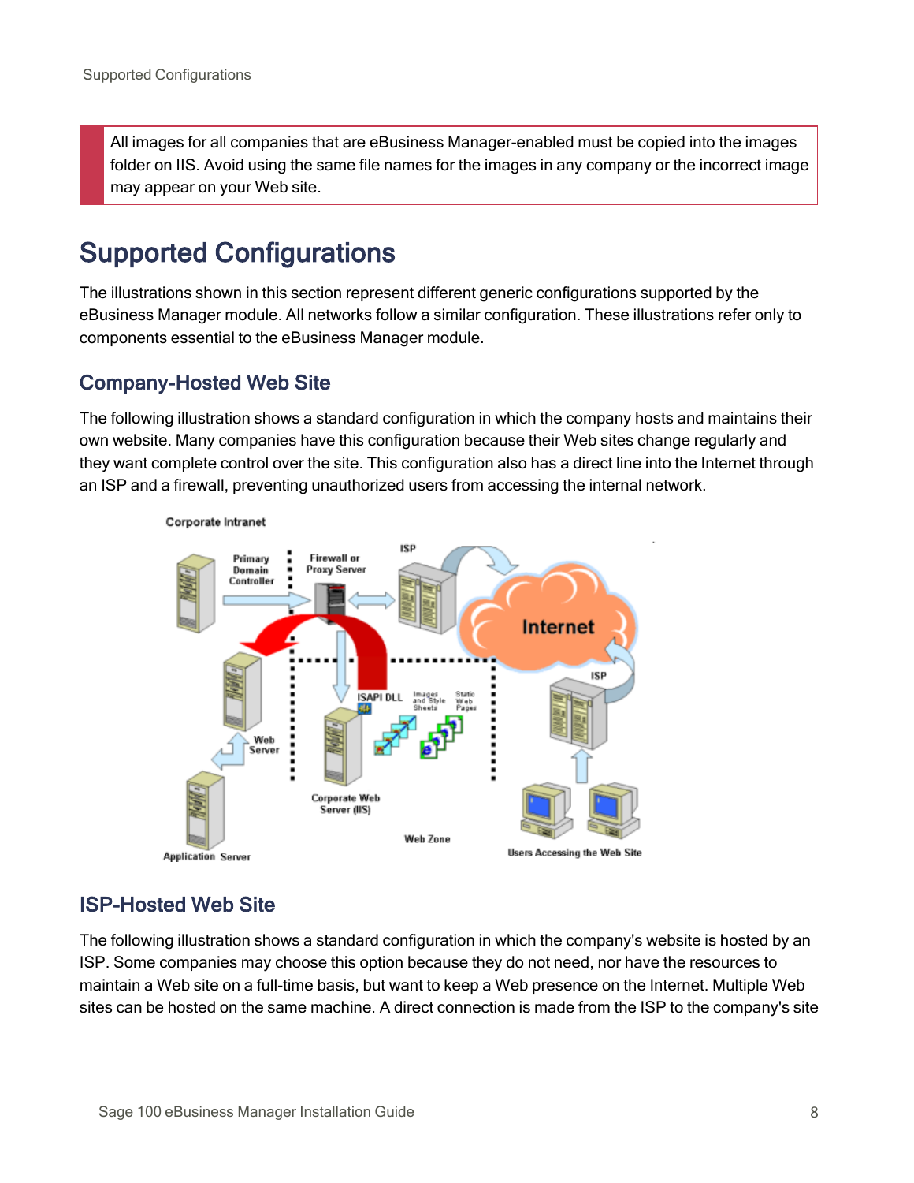All images for all companies that are eBusiness Manager-enabled must be copied into the images folder on IIS. Avoid using the same file names for the images in any company or the incorrect image may appear on your Web site.

# Supported Configurations

The illustrations shown in this section represent different generic configurations supported by the eBusiness Manager module. All networks follow a similar configuration. These illustrations refer only to components essential to the eBusiness Manager module.

## Company-Hosted Web Site

The following illustration shows a standard configuration in which the company hosts and maintains their own website. Many companies have this configuration because their Web sites change regularly and they want complete control over the site. This configuration also has a direct line into the Internet through an ISP and a firewall, preventing unauthorized users from accessing the internal network.

## ISP-Hosted Web Site

The following illustration shows a standard configuration in which the company's website is hosted by an ISP. Some companies may choose this option because they do not need, nor have the resources to maintain a Web site on a full-time basis, but want to keep a Web presence on the Internet. Multiple Web sites can be hosted on the same machine. A direct connection is made from the ISP to the company's site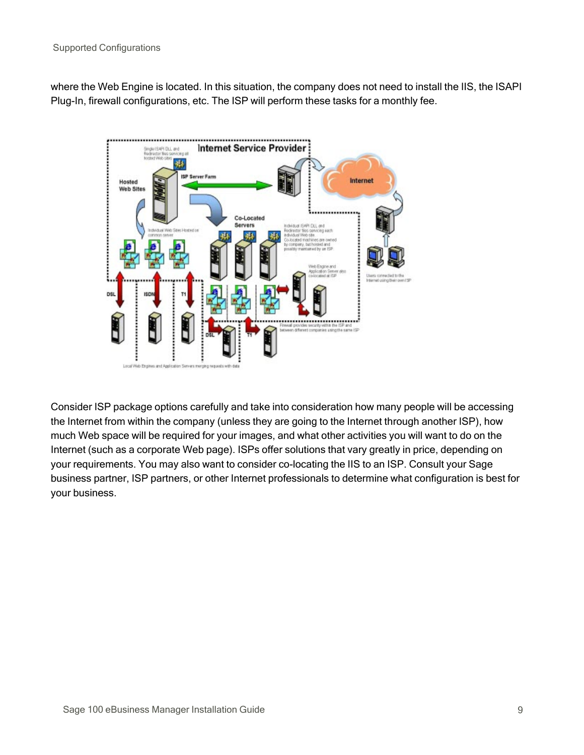where the Web Engine is located. In this situation, the company does not need to install the IIS, the ISAPI Plug-In, firewall configurations, etc. The ISP will perform these tasks for a monthly fee.

Consider ISP package options carefully and take into consideration how many people will be accessing the Internet from within the company (unless they are going to the Internet through another ISP), how much Web space will be required for your images, and what other activities you will want to do on the Internet (such as a corporate Web page). ISPs offer solutions that vary greatly in price, depending on your requirements. You may also want to consider co-locating the IIS to an ISP. Consult your Sage business partner, ISP partners, or other Internet professionals to determine what configuration is best for your business.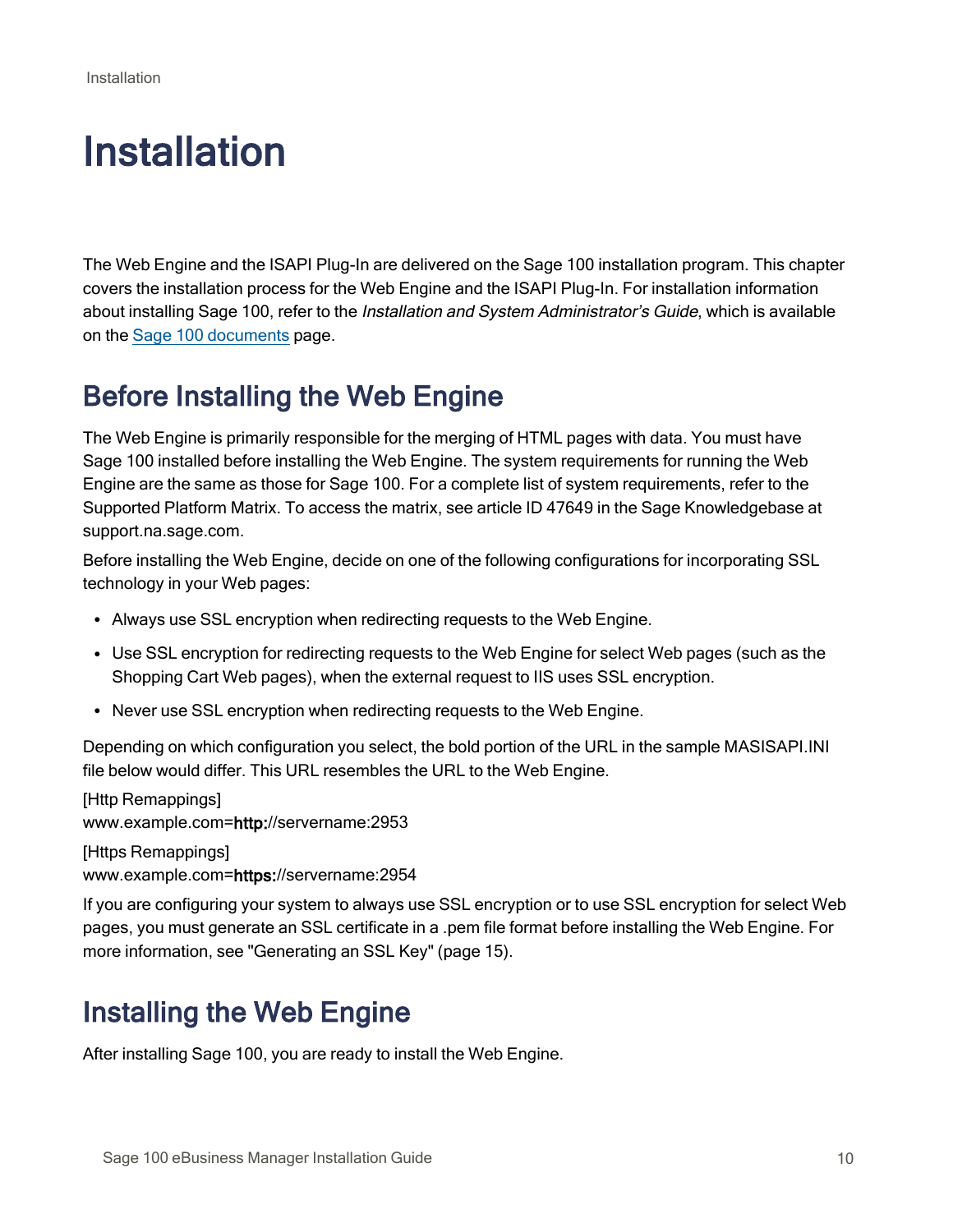# Installation

The Web Engine and the ISAPI Plug-In are delivered on the Sage 100 installation program. This chapter covers the installation process for the Web Engine and the ISAPI Plug-In. For installation information about installing Sage 100, refer to the *Installation and System Administrator's Guide*, which is available on the Sage 100 documents page.

## Before Installing the Web Engine

The Web Engine is primarily responsible for the merging of HTML pages with data. You must have Sage 100 installed before installing the Web Engine. The system requirements for running the Web Engine are the same as those for Sage 100. For a complete list of system requirements, refer to the Supported Platform Matrix. To access the matrix, see article ID 47649 in the Sage Knowledgebase at support.na.sage.com.

Before installing the Web Engine, decide on one of the following configurations for incorporating SSL technology in your Web pages:

- Always use SSL encryption when redirecting requests to the Web Engine.
- Use SSL encryption for redirecting requests to the Web Engine for select Web pages (such as the Shopping Cart Web pages), when the external request to IIS uses SSL encryption.
- Never use SSL encryption when redirecting requests to the Web Engine.

Depending on which configuration you select, the bold portion of the URL in the sample MASISAPI.INI file below would differ. This URL resembles the URL to the Web Engine.

[Http Remappings]
www.example.com=**http:**//servername:2953

[Https Remappings]
www.example.com=**https:**//servername:2954

If you are configuring your system to always use SSL encryption or to use SSL encryption for select Web pages, you must generate an SSL certificate in a .pem file format before installing the Web Engine. For more information, see "Generating an SSL Key" (page 15).

## Installing the Web Engine

After installing Sage 100, you are ready to install the Web Engine.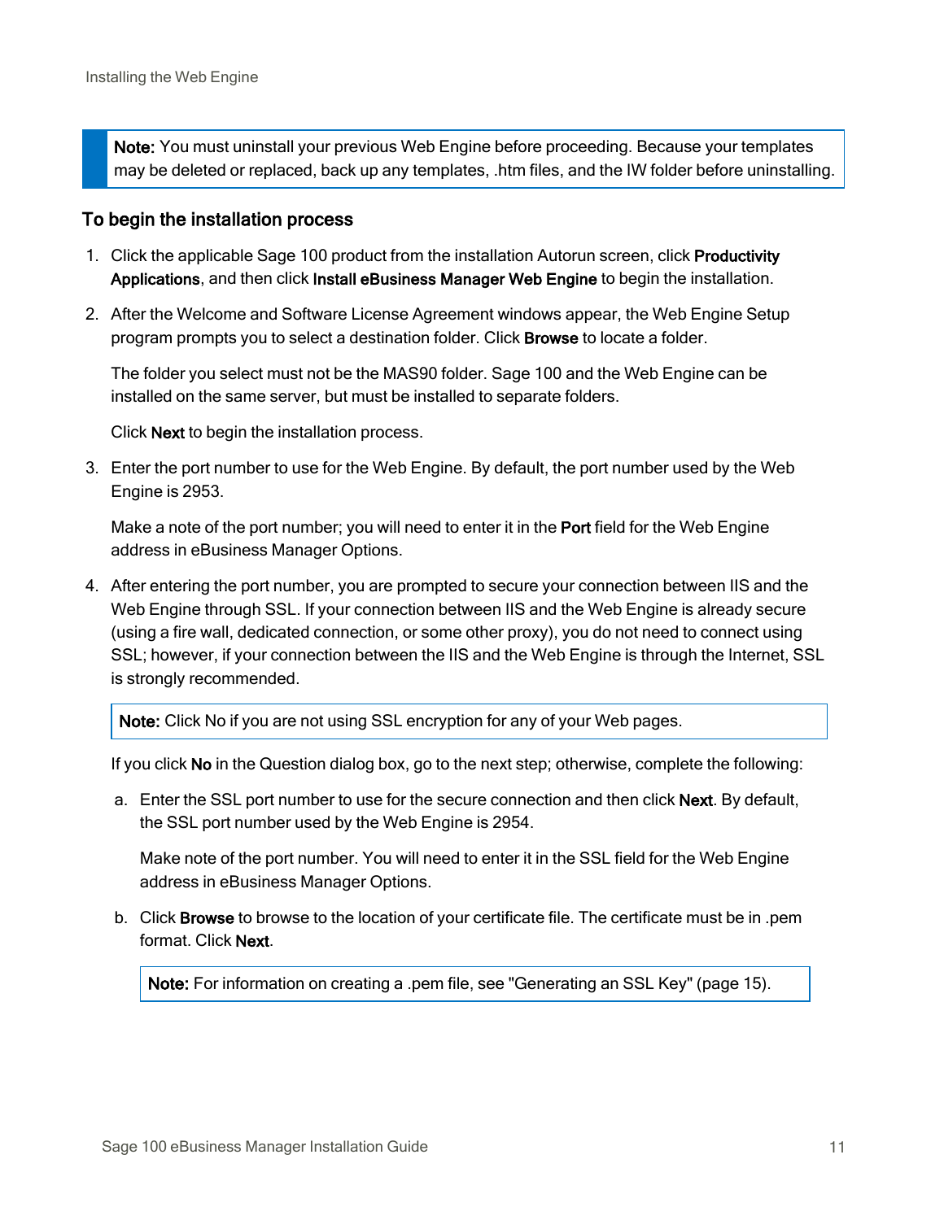> **Note:** You must uninstall your previous Web Engine before proceeding. Because your templates may be deleted or replaced, back up any templates, .htm files, and the IW folder before uninstalling.

### To begin the installation process

1. Click the applicable Sage 100 product from the installation Autorun screen, click **Productivity Applications**, and then click **Install eBusiness Manager Web Engine** to begin the installation.

2. After the Welcome and Software License Agreement windows appear, the Web Engine Setup program prompts you to select a destination folder. Click **Browse** to locate a folder.

   The folder you select must not be the MAS90 folder. Sage 100 and the Web Engine can be installed on the same server, but must be installed to separate folders.

   Click **Next** to begin the installation process.

3. Enter the port number to use for the Web Engine. By default, the port number used by the Web Engine is 2953.

   Make a note of the port number; you will need to enter it in the **Port** field for the Web Engine address in eBusiness Manager Options.

4. After entering the port number, you are prompted to secure your connection between IIS and the Web Engine through SSL. If your connection between IIS and the Web Engine is already secure (using a fire wall, dedicated connection, or some other proxy), you do not need to connect using SSL; however, if your connection between the IIS and the Web Engine is through the Internet, SSL is strongly recommended.

   > **Note:** Click No if you are not using SSL encryption for any of your Web pages.

   If you click **No** in the Question dialog box, go to the next step; otherwise, complete the following:

   a. Enter the SSL port number to use for the secure connection and then click **Next**. By default, the SSL port number used by the Web Engine is 2954.

      Make note of the port number. You will need to enter it in the SSL field for the Web Engine address in eBusiness Manager Options.

   b. Click **Browse** to browse to the location of your certificate file. The certificate must be in .pem format. Click **Next**.

      > **Note:** For information on creating a .pem file, see "Generating an SSL Key" (page 15).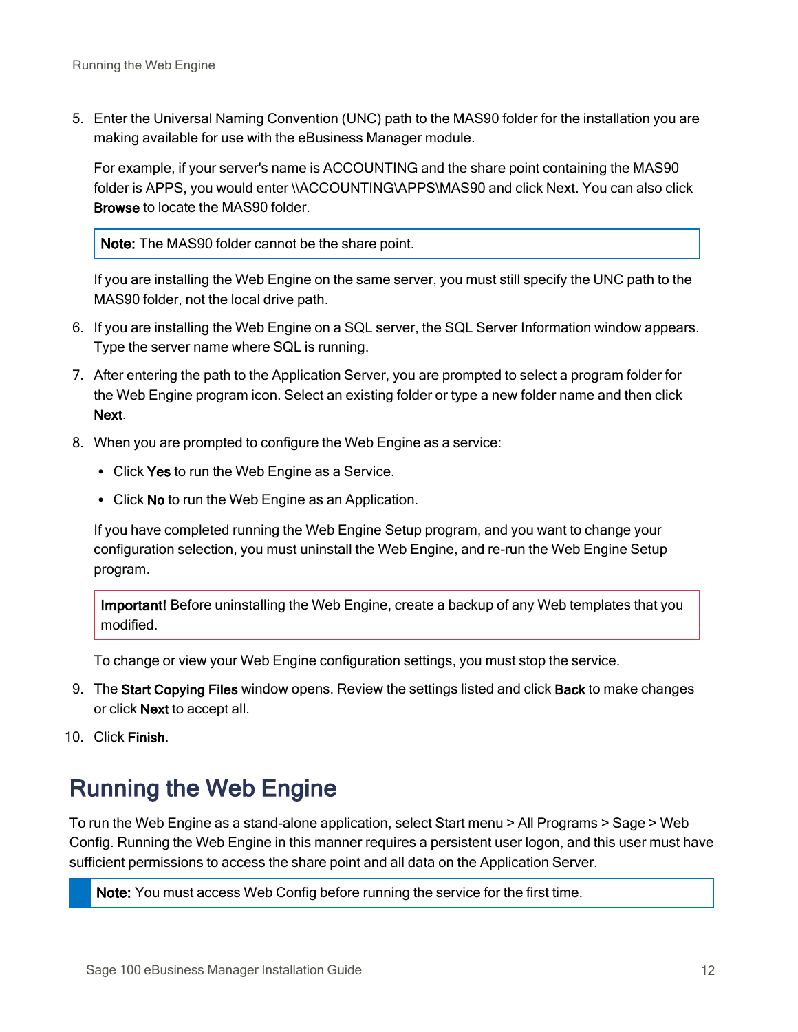5. Enter the Universal Naming Convention (UNC) path to the MAS90 folder for the installation you are making available for use with the eBusiness Manager module.

   For example, if your server's name is ACCOUNTING and the share point containing the MAS90 folder is APPS, you would enter \\ACCOUNTING\APPS\MAS90 and click Next. You can also click **Browse** to locate the MAS90 folder.

   > **Note:** The MAS90 folder cannot be the share point.

   If you are installing the Web Engine on the same server, you must still specify the UNC path to the MAS90 folder, not the local drive path.

6. If you are installing the Web Engine on a SQL server, the SQL Server Information window appears. Type the server name where SQL is running.

7. After entering the path to the Application Server, you are prompted to select a program folder for the Web Engine program icon. Select an existing folder or type a new folder name and then click **Next**.

8. When you are prompted to configure the Web Engine as a service:

   - Click **Yes** to run the Web Engine as a Service.
   - Click **No** to run the Web Engine as an Application.

   If you have completed running the Web Engine Setup program, and you want to change your configuration selection, you must uninstall the Web Engine, and re-run the Web Engine Setup program.

   > **Important!** Before uninstalling the Web Engine, create a backup of any Web templates that you modified.

   To change or view your Web Engine configuration settings, you must stop the service.

9. The **Start Copying Files** window opens. Review the settings listed and click **Back** to make changes or click **Next** to accept all.

10. Click **Finish**.

## Running the Web Engine

To run the Web Engine as a stand-alone application, select Start menu > All Programs > Sage > Web Config. Running the Web Engine in this manner requires a persistent user logon, and this user must have sufficient permissions to access the share point and all data on the Application Server.

> **Note:** You must access Web Config before running the service for the first time.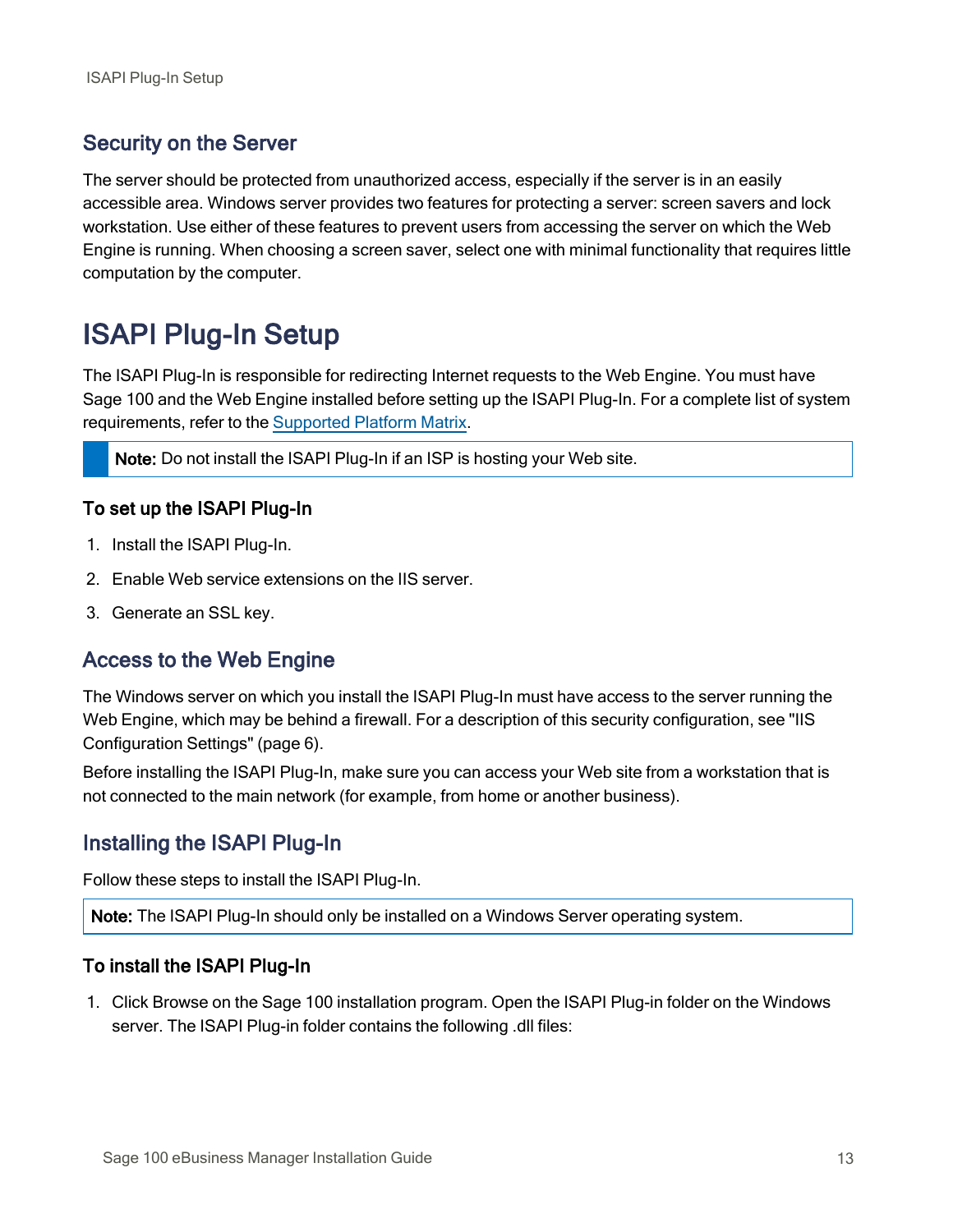## Security on the Server

The server should be protected from unauthorized access, especially if the server is in an easily accessible area. Windows server provides two features for protecting a server: screen savers and lock workstation. Use either of these features to prevent users from accessing the server on which the Web Engine is running. When choosing a screen saver, select one with minimal functionality that requires little computation by the computer.

# ISAPI Plug-In Setup

The ISAPI Plug-In is responsible for redirecting Internet requests to the Web Engine. You must have Sage 100 and the Web Engine installed before setting up the ISAPI Plug-In. For a complete list of system requirements, refer to the Supported Platform Matrix.

> **Note:** Do not install the ISAPI Plug-In if an ISP is hosting your Web site.

### To set up the ISAPI Plug-In

1. Install the ISAPI Plug-In.
2. Enable Web service extensions on the IIS server.
3. Generate an SSL key.

## Access to the Web Engine

The Windows server on which you install the ISAPI Plug-In must have access to the server running the Web Engine, which may be behind a firewall. For a description of this security configuration, see "IIS Configuration Settings" (page 6).

Before installing the ISAPI Plug-In, make sure you can access your Web site from a workstation that is not connected to the main network (for example, from home or another business).

## Installing the ISAPI Plug-In

Follow these steps to install the ISAPI Plug-In.

> **Note:** The ISAPI Plug-In should only be installed on a Windows Server operating system.

### To install the ISAPI Plug-In

1. Click Browse on the Sage 100 installation program. Open the ISAPI Plug-in folder on the Windows server. The ISAPI Plug-in folder contains the following .dll files: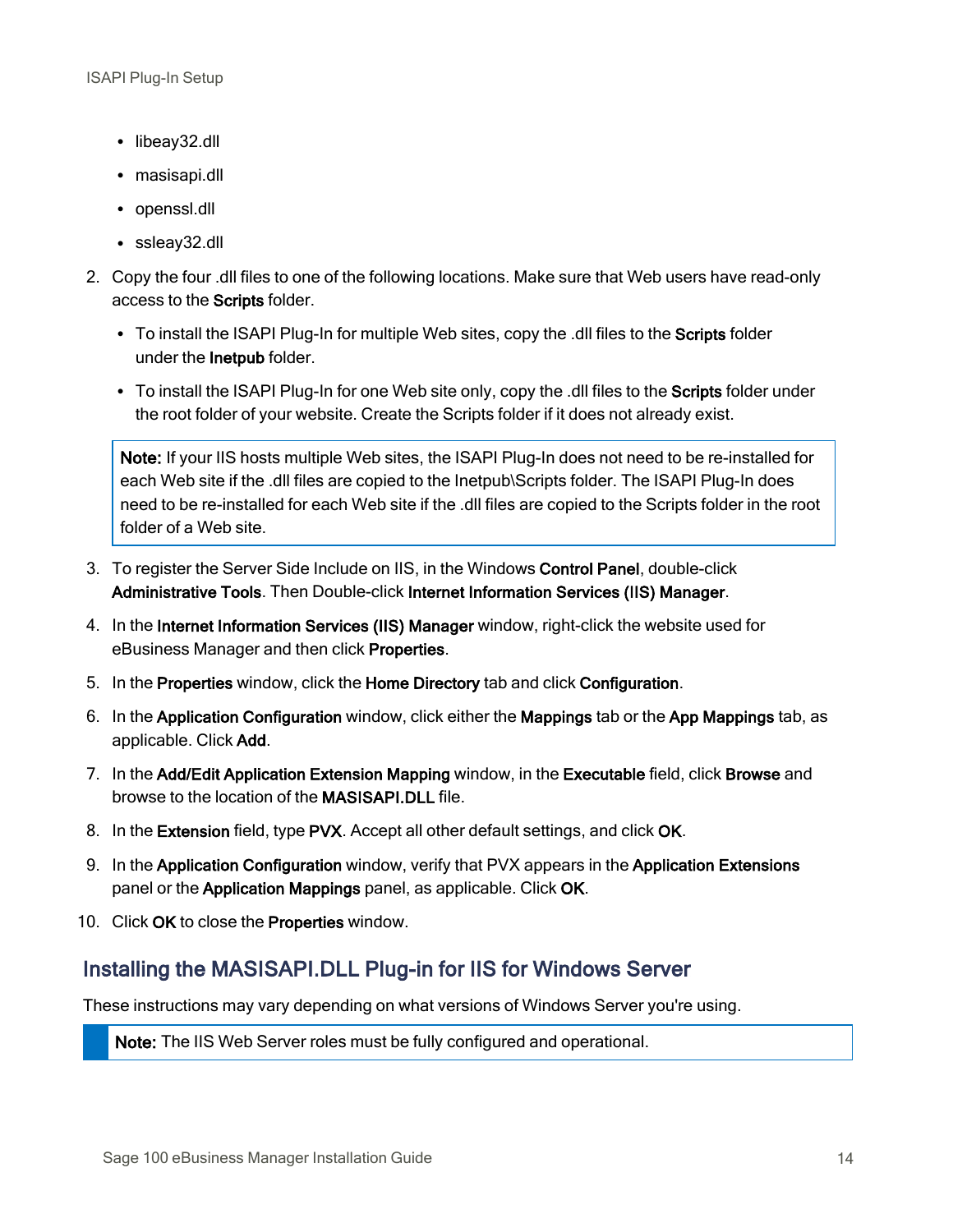- libeay32.dll
- masisapi.dll
- openssl.dll
- ssleay32.dll

2. Copy the four .dll files to one of the following locations. Make sure that Web users have read-only access to the **Scripts** folder.
   - To install the ISAPI Plug-In for multiple Web sites, copy the .dll files to the **Scripts** folder under the **Inetpub** folder.
   - To install the ISAPI Plug-In for one Web site only, copy the .dll files to the **Scripts** folder under the root folder of your website. Create the Scripts folder if it does not already exist.

   > **Note:** If your IIS hosts multiple Web sites, the ISAPI Plug-In does not need to be re-installed for each Web site if the .dll files are copied to the Inetpub\Scripts folder. The ISAPI Plug-In does need to be re-installed for each Web site if the .dll files are copied to the Scripts folder in the root folder of a Web site.

3. To register the Server Side Include on IIS, in the Windows **Control Panel**, double-click **Administrative Tools**. Then Double-click **Internet Information Services (IIS) Manager**.
4. In the **Internet Information Services (IIS) Manager** window, right-click the website used for eBusiness Manager and then click **Properties**.
5. In the **Properties** window, click the **Home Directory** tab and click **Configuration**.
6. In the **Application Configuration** window, click either the **Mappings** tab or the **App Mappings** tab, as applicable. Click **Add**.
7. In the **Add/Edit Application Extension Mapping** window, in the **Executable** field, click **Browse** and browse to the location of the **MASISAPI.DLL** file.
8. In the **Extension** field, type **PVX**. Accept all other default settings, and click **OK**.
9. In the **Application Configuration** window, verify that PVX appears in the **Application Extensions** panel or the **Application Mappings** panel, as applicable. Click **OK**.
10. Click **OK** to close the **Properties** window.

## Installing the MASISAPI.DLL Plug-in for IIS for Windows Server

These instructions may vary depending on what versions of Windows Server you're using.

> **Note:** The IIS Web Server roles must be fully configured and operational.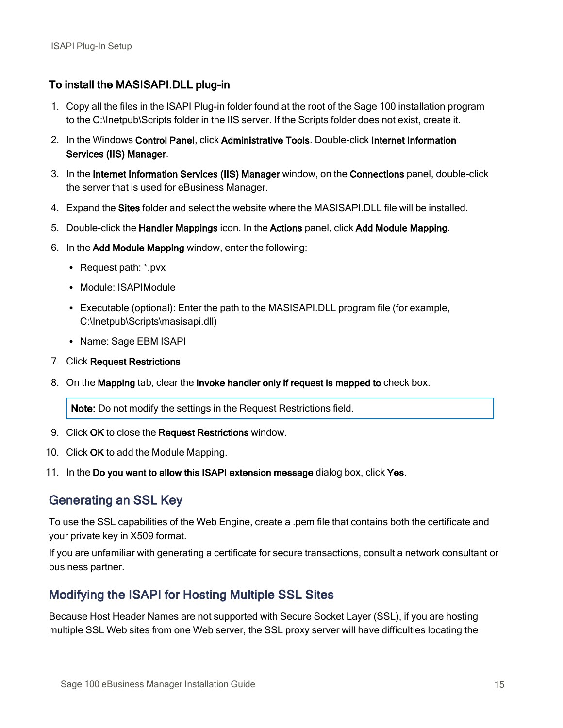### To install the MASISAPI.DLL plug-in

1. Copy all the files in the ISAPI Plug-in folder found at the root of the Sage 100 installation program to the C:\Inetpub\Scripts folder in the IIS server. If the Scripts folder does not exist, create it.
2. In the Windows **Control Panel**, click **Administrative Tools**. Double-click **Internet Information Services (IIS) Manager**.
3. In the **Internet Information Services (IIS) Manager** window, on the **Connections** panel, double-click the server that is used for eBusiness Manager.
4. Expand the **Sites** folder and select the website where the MASISAPI.DLL file will be installed.
5. Double-click the **Handler Mappings** icon. In the **Actions** panel, click **Add Module Mapping**.
6. In the **Add Module Mapping** window, enter the following:
   - Request path: *.pvx
   - Module: ISAPIModule
   - Executable (optional): Enter the path to the MASISAPI.DLL program file (for example, C:\Inetpub\Scripts\masisapi.dll)
   - Name: Sage EBM ISAPI
7. Click **Request Restrictions**.
8. On the **Mapping** tab, clear the **Invoke handler only if request is mapped to** check box.

   > **Note:** Do not modify the settings in the Request Restrictions field.

9. Click **OK** to close the **Request Restrictions** window.
10. Click **OK** to add the Module Mapping.
11. In the **Do you want to allow this ISAPI extension message** dialog box, click **Yes**.

## Generating an SSL Key

To use the SSL capabilities of the Web Engine, create a .pem file that contains both the certificate and your private key in X509 format.

If you are unfamiliar with generating a certificate for secure transactions, consult a network consultant or business partner.

## Modifying the ISAPI for Hosting Multiple SSL Sites

Because Host Header Names are not supported with Secure Socket Layer (SSL), if you are hosting multiple SSL Web sites from one Web server, the SSL proxy server will have difficulties locating the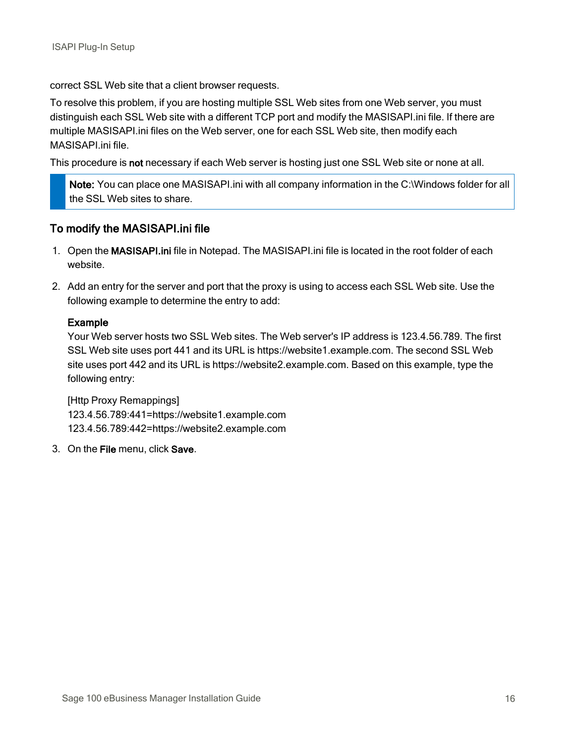correct SSL Web site that a client browser requests.

To resolve this problem, if you are hosting multiple SSL Web sites from one Web server, you must distinguish each SSL Web site with a different TCP port and modify the MASISAPI.ini file. If there are multiple MASISAPI.ini files on the Web server, one for each SSL Web site, then modify each MASISAPI.ini file.

This procedure is **not** necessary if each Web server is hosting just one SSL Web site or none at all.

> **Note:** You can place one MASISAPI.ini with all company information in the C:\Windows folder for all the SSL Web sites to share.

### To modify the MASISAPI.ini file

1. Open the **MASISAPI.ini** file in Notepad. The MASISAPI.ini file is located in the root folder of each website.
2. Add an entry for the server and port that the proxy is using to access each SSL Web site. Use the following example to determine the entry to add:

   **Example**

   Your Web server hosts two SSL Web sites. The Web server's IP address is 123.4.56.789. The first SSL Web site uses port 441 and its URL is https://website1.example.com. The second SSL Web site uses port 442 and its URL is https://website2.example.com. Based on this example, type the following entry:

   ```
   [Http Proxy Remappings]
   123.4.56.789:441=https://website1.example.com
   123.4.56.789:442=https://website2.example.com
   ```

3. On the **File** menu, click **Save**.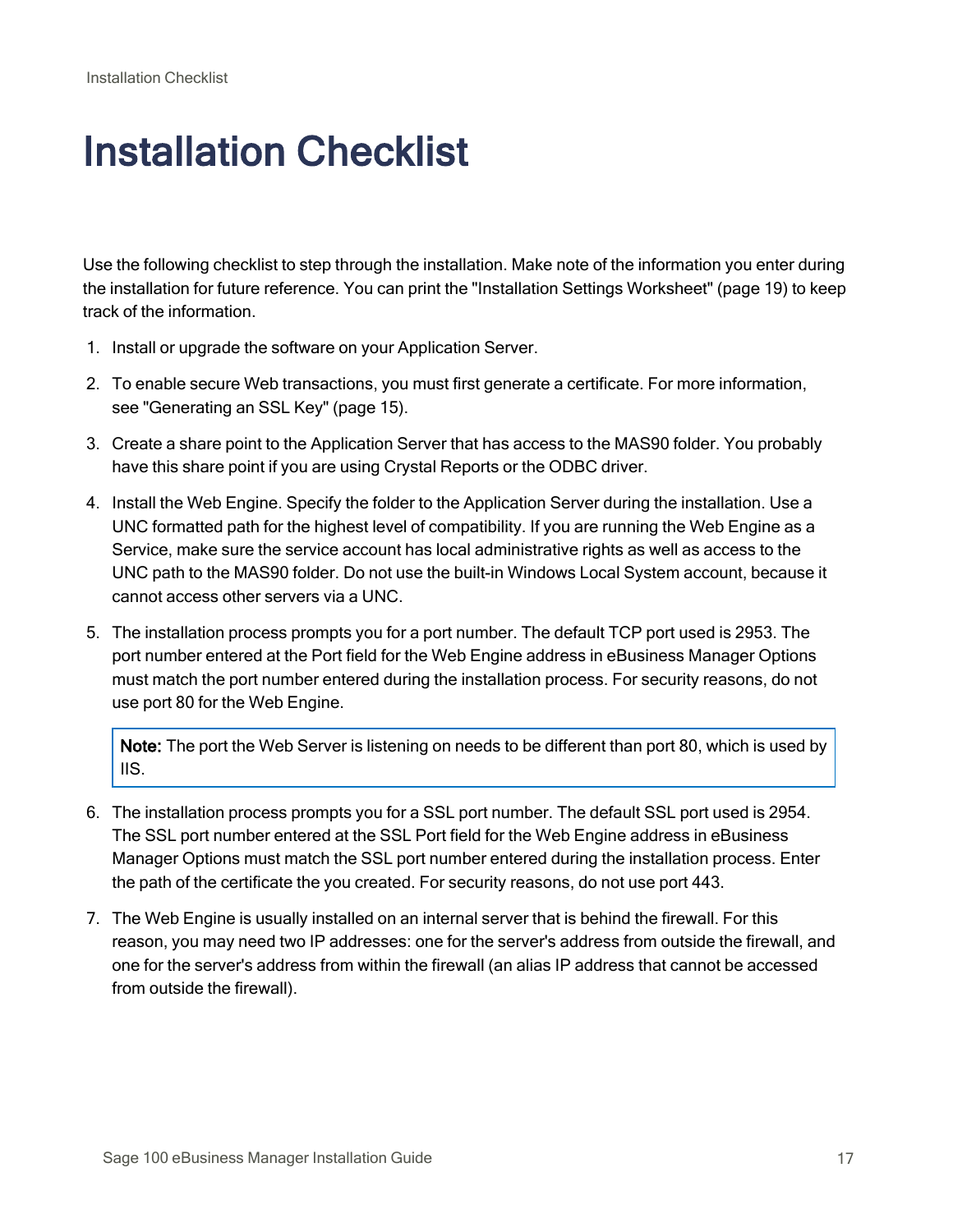# Installation Checklist

Use the following checklist to step through the installation. Make note of the information you enter during the installation for future reference. You can print the "Installation Settings Worksheet" (page 19) to keep track of the information.

1. Install or upgrade the software on your Application Server.
2. To enable secure Web transactions, you must first generate a certificate. For more information, see "Generating an SSL Key" (page 15).
3. Create a share point to the Application Server that has access to the MAS90 folder. You probably have this share point if you are using Crystal Reports or the ODBC driver.
4. Install the Web Engine. Specify the folder to the Application Server during the installation. Use a UNC formatted path for the highest level of compatibility. If you are running the Web Engine as a Service, make sure the service account has local administrative rights as well as access to the UNC path to the MAS90 folder. Do not use the built-in Windows Local System account, because it cannot access other servers via a UNC.
5. The installation process prompts you for a port number. The default TCP port used is 2953. The port number entered at the Port field for the Web Engine address in eBusiness Manager Options must match the port number entered during the installation process. For security reasons, do not use port 80 for the Web Engine.

   > **Note:** The port the Web Server is listening on needs to be different than port 80, which is used by IIS.

6. The installation process prompts you for a SSL port number. The default SSL port used is 2954. The SSL port number entered at the SSL Port field for the Web Engine address in eBusiness Manager Options must match the SSL port number entered during the installation process. Enter the path of the certificate the you created. For security reasons, do not use port 443.
7. The Web Engine is usually installed on an internal server that is behind the firewall. For this reason, you may need two IP addresses: one for the server's address from outside the firewall, and one for the server's address from within the firewall (an alias IP address that cannot be accessed from outside the firewall).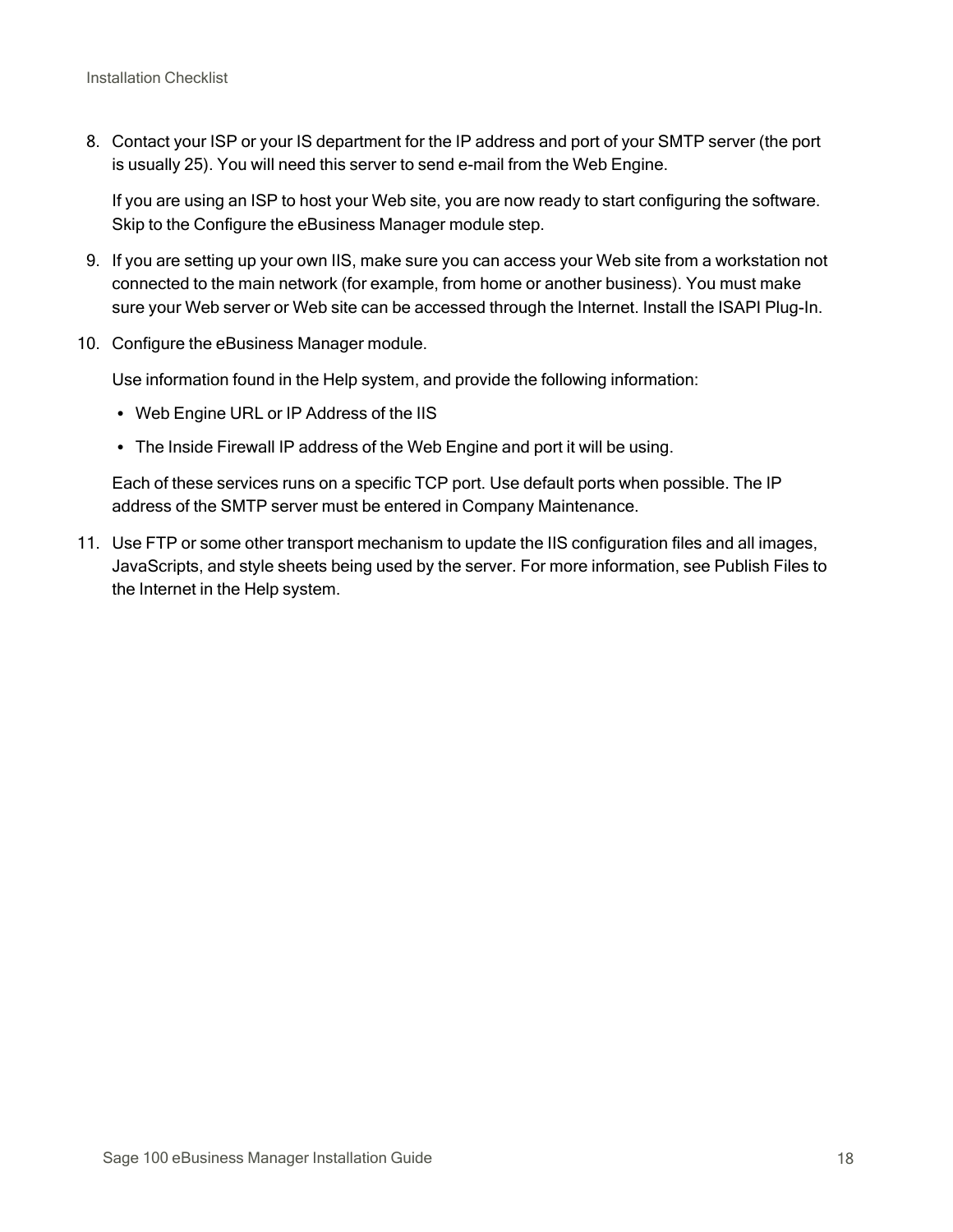8. Contact your ISP or your IS department for the IP address and port of your SMTP server (the port is usually 25). You will need this server to send e-mail from the Web Engine.

   If you are using an ISP to host your Web site, you are now ready to start configuring the software. Skip to the Configure the eBusiness Manager module step.

9. If you are setting up your own IIS, make sure you can access your Web site from a workstation not connected to the main network (for example, from home or another business). You must make sure your Web server or Web site can be accessed through the Internet. Install the ISAPI Plug-In.

10. Configure the eBusiness Manager module.

    Use information found in the Help system, and provide the following information:

    - Web Engine URL or IP Address of the IIS
    - The Inside Firewall IP address of the Web Engine and port it will be using.

    Each of these services runs on a specific TCP port. Use default ports when possible. The IP address of the SMTP server must be entered in Company Maintenance.

11. Use FTP or some other transport mechanism to update the IIS configuration files and all images, JavaScripts, and style sheets being used by the server. For more information, see Publish Files to the Internet in the Help system.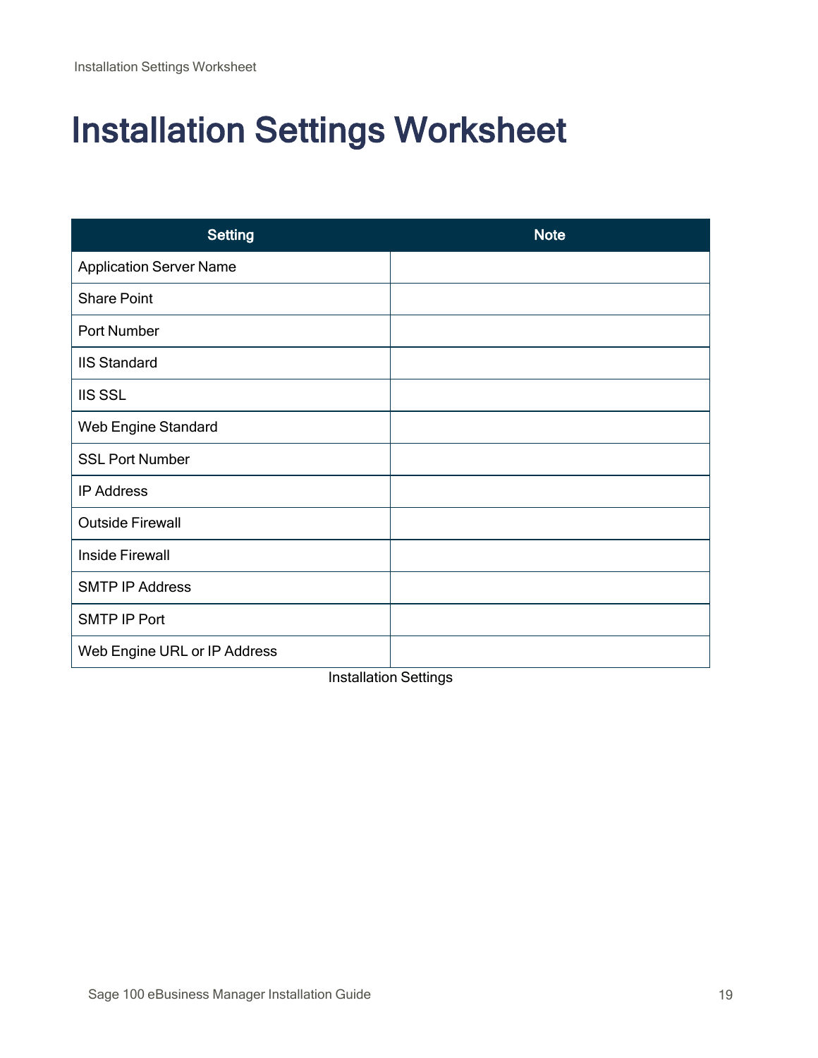# Installation Settings Worksheet

| Setting | Note |
|---|---|
| Application Server Name | |
| Share Point | |
| Port Number | |
| IIS Standard | |
| IIS SSL | |
| Web Engine Standard | |
| SSL Port Number | |
| IP Address | |
| Outside Firewall | |
| Inside Firewall | |
| SMTP IP Address | |
| SMTP IP Port | |
| Web Engine URL or IP Address | |

Installation Settings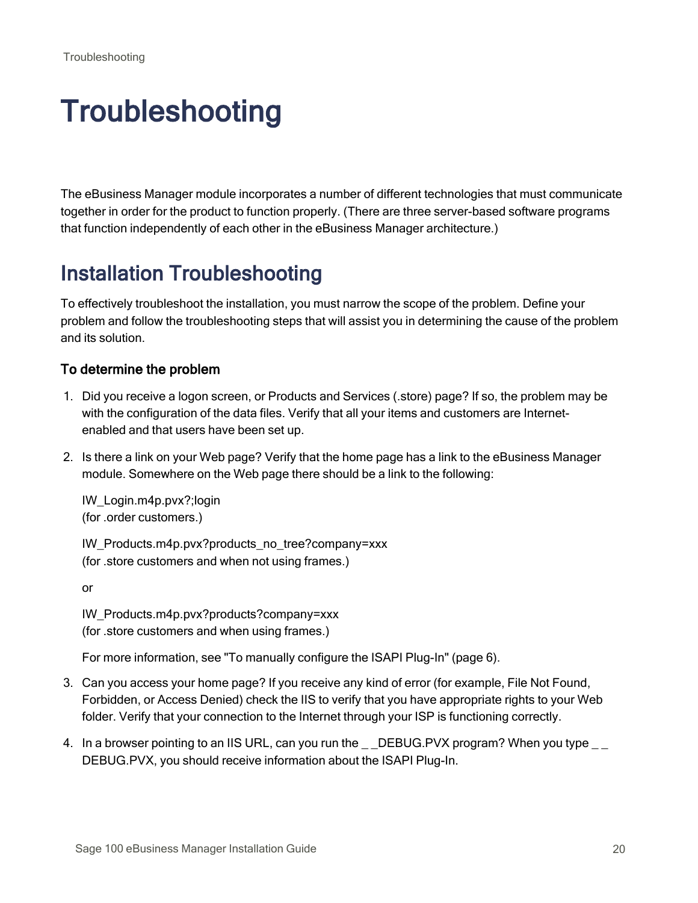# Troubleshooting

The eBusiness Manager module incorporates a number of different technologies that must communicate together in order for the product to function properly. (There are three server-based software programs that function independently of each other in the eBusiness Manager architecture.)

## Installation Troubleshooting

To effectively troubleshoot the installation, you must narrow the scope of the problem. Define your problem and follow the troubleshooting steps that will assist you in determining the cause of the problem and its solution.

### To determine the problem

1. Did you receive a logon screen, or Products and Services (.store) page? If so, the problem may be with the configuration of the data files. Verify that all your items and customers are Internet-enabled and that users have been set up.

2. Is there a link on your Web page? Verify that the home page has a link to the eBusiness Manager module. Somewhere on the Web page there should be a link to the following:

   IW_Login.m4p.pvx?;login
   (for .order customers.)

   IW_Products.m4p.pvx?products_no_tree?company=xxx
   (for .store customers and when not using frames.)

   or

   IW_Products.m4p.pvx?products?company=xxx
   (for .store customers and when using frames.)

   For more information, see "To manually configure the ISAPI Plug-In" (page 6).

3. Can you access your home page? If you receive any kind of error (for example, File Not Found, Forbidden, or Access Denied) check the IIS to verify that you have appropriate rights to your Web folder. Verify that your connection to the Internet through your ISP is functioning correctly.

4. In a browser pointing to an IIS URL, can you run the _ _DEBUG.PVX program? When you type _ _ DEBUG.PVX, you should receive information about the ISAPI Plug-In.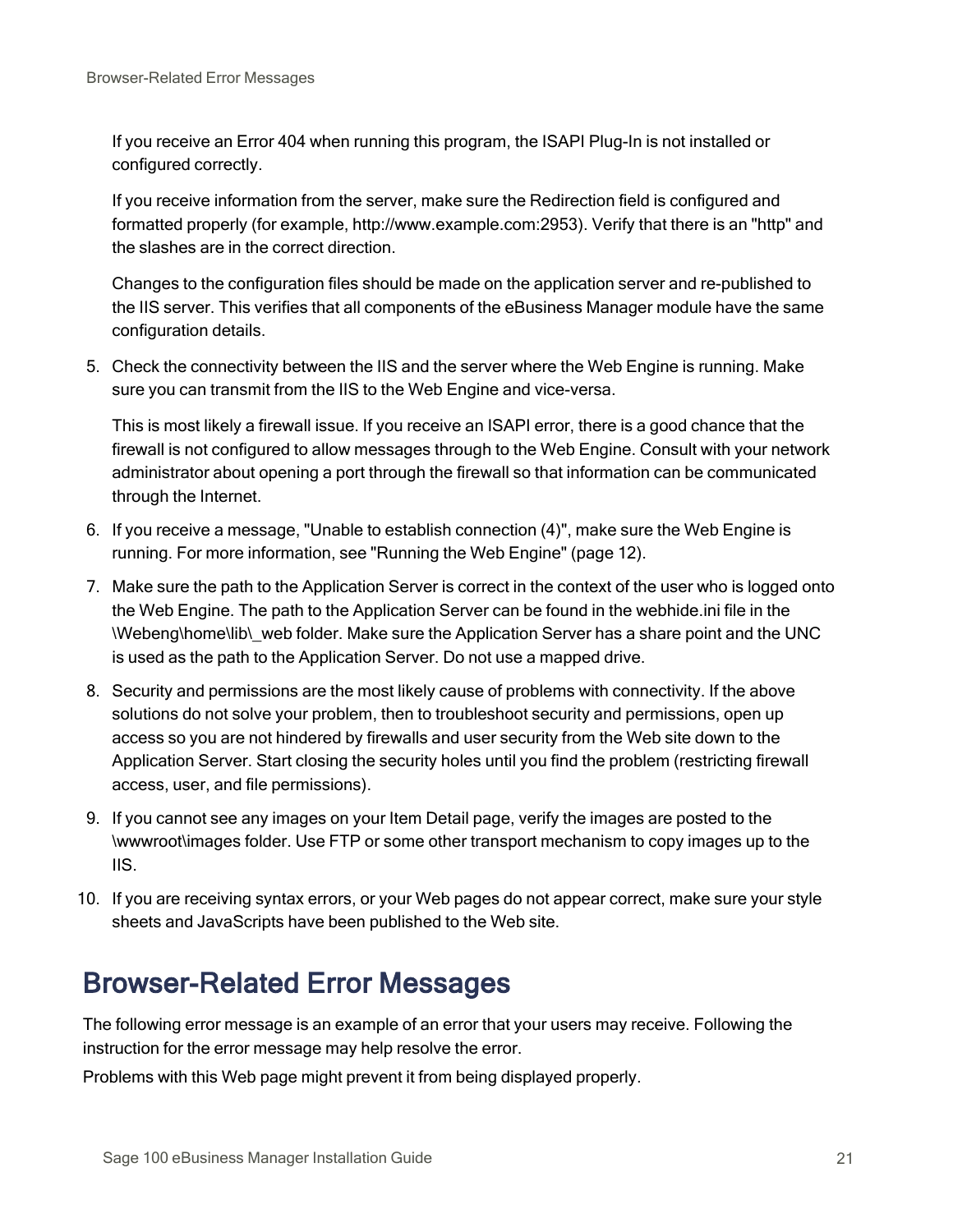If you receive an Error 404 when running this program, the ISAPI Plug-In is not installed or configured correctly.

If you receive information from the server, make sure the Redirection field is configured and formatted properly (for example, http://www.example.com:2953). Verify that there is an "http" and the slashes are in the correct direction.

Changes to the configuration files should be made on the application server and re-published to the IIS server. This verifies that all components of the eBusiness Manager module have the same configuration details.

5. Check the connectivity between the IIS and the server where the Web Engine is running. Make sure you can transmit from the IIS to the Web Engine and vice-versa.

   This is most likely a firewall issue. If you receive an ISAPI error, there is a good chance that the firewall is not configured to allow messages through to the Web Engine. Consult with your network administrator about opening a port through the firewall so that information can be communicated through the Internet.

6. If you receive a message, "Unable to establish connection (4)", make sure the Web Engine is running. For more information, see "Running the Web Engine" (page 12).

7. Make sure the path to the Application Server is correct in the context of the user who is logged onto the Web Engine. The path to the Application Server can be found in the webhide.ini file in the \Webeng\home\lib\_web folder. Make sure the Application Server has a share point and the UNC is used as the path to the Application Server. Do not use a mapped drive.

8. Security and permissions are the most likely cause of problems with connectivity. If the above solutions do not solve your problem, then to troubleshoot security and permissions, open up access so you are not hindered by firewalls and user security from the Web site down to the Application Server. Start closing the security holes until you find the problem (restricting firewall access, user, and file permissions).

9. If you cannot see any images on your Item Detail page, verify the images are posted to the \wwwroot\images folder. Use FTP or some other transport mechanism to copy images up to the IIS.

10. If you are receiving syntax errors, or your Web pages do not appear correct, make sure your style sheets and JavaScripts have been published to the Web site.

## Browser-Related Error Messages

The following error message is an example of an error that your users may receive. Following the instruction for the error message may help resolve the error.

Problems with this Web page might prevent it from being displayed properly.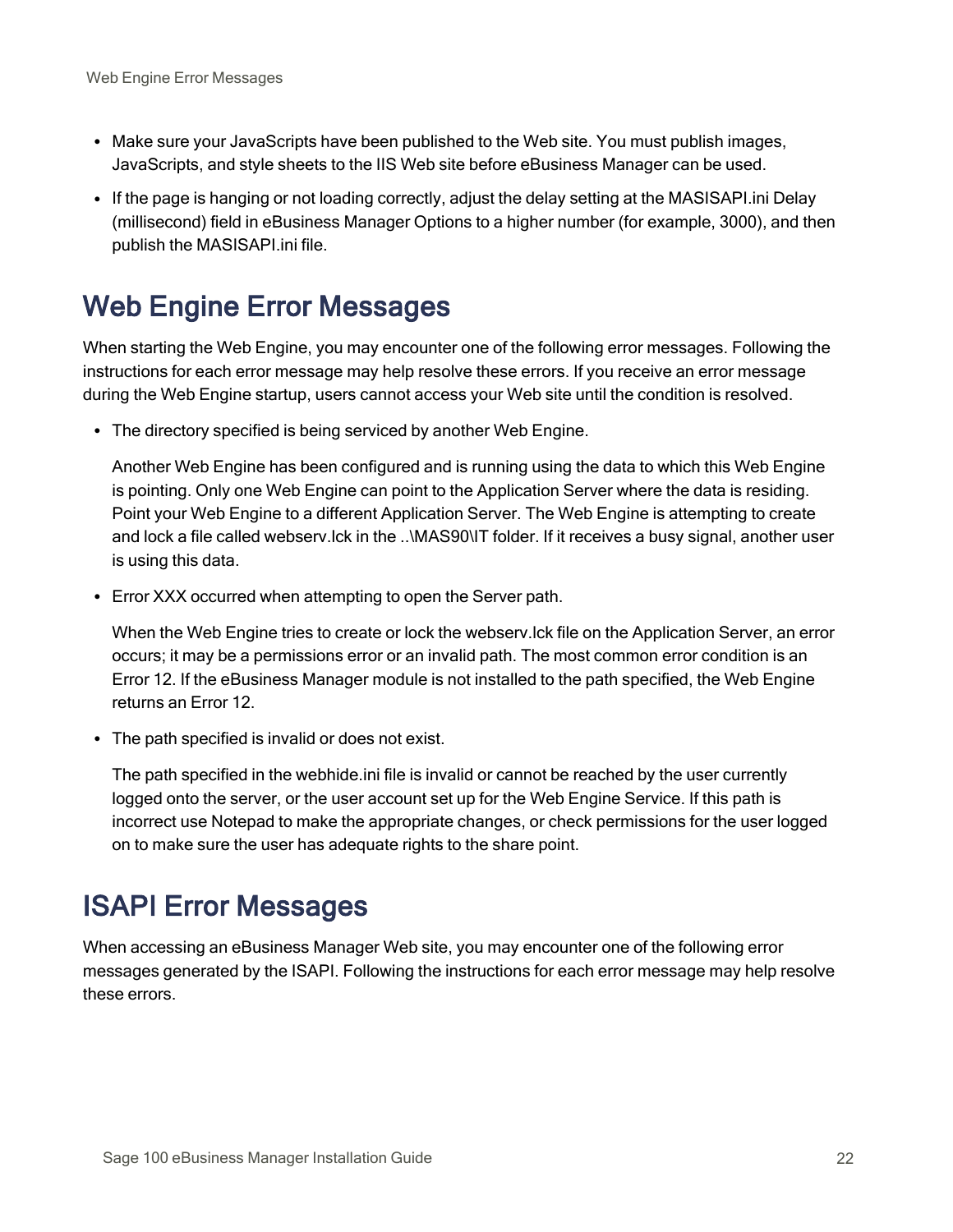- Make sure your JavaScripts have been published to the Web site. You must publish images, JavaScripts, and style sheets to the IIS Web site before eBusiness Manager can be used.
- If the page is hanging or not loading correctly, adjust the delay setting at the MASISAPI.ini Delay (millisecond) field in eBusiness Manager Options to a higher number (for example, 3000), and then publish the MASISAPI.ini file.

## Web Engine Error Messages

When starting the Web Engine, you may encounter one of the following error messages. Following the instructions for each error message may help resolve these errors. If you receive an error message during the Web Engine startup, users cannot access your Web site until the condition is resolved.

- The directory specified is being serviced by another Web Engine.

  Another Web Engine has been configured and is running using the data to which this Web Engine is pointing. Only one Web Engine can point to the Application Server where the data is residing. Point your Web Engine to a different Application Server. The Web Engine is attempting to create and lock a file called webserv.lck in the ..\MAS90\IT folder. If it receives a busy signal, another user is using this data.

- Error XXX occurred when attempting to open the Server path.

  When the Web Engine tries to create or lock the webserv.lck file on the Application Server, an error occurs; it may be a permissions error or an invalid path. The most common error condition is an Error 12. If the eBusiness Manager module is not installed to the path specified, the Web Engine returns an Error 12.

- The path specified is invalid or does not exist.

  The path specified in the webhide.ini file is invalid or cannot be reached by the user currently logged onto the server, or the user account set up for the Web Engine Service. If this path is incorrect use Notepad to make the appropriate changes, or check permissions for the user logged on to make sure the user has adequate rights to the share point.

## ISAPI Error Messages

When accessing an eBusiness Manager Web site, you may encounter one of the following error messages generated by the ISAPI. Following the instructions for each error message may help resolve these errors.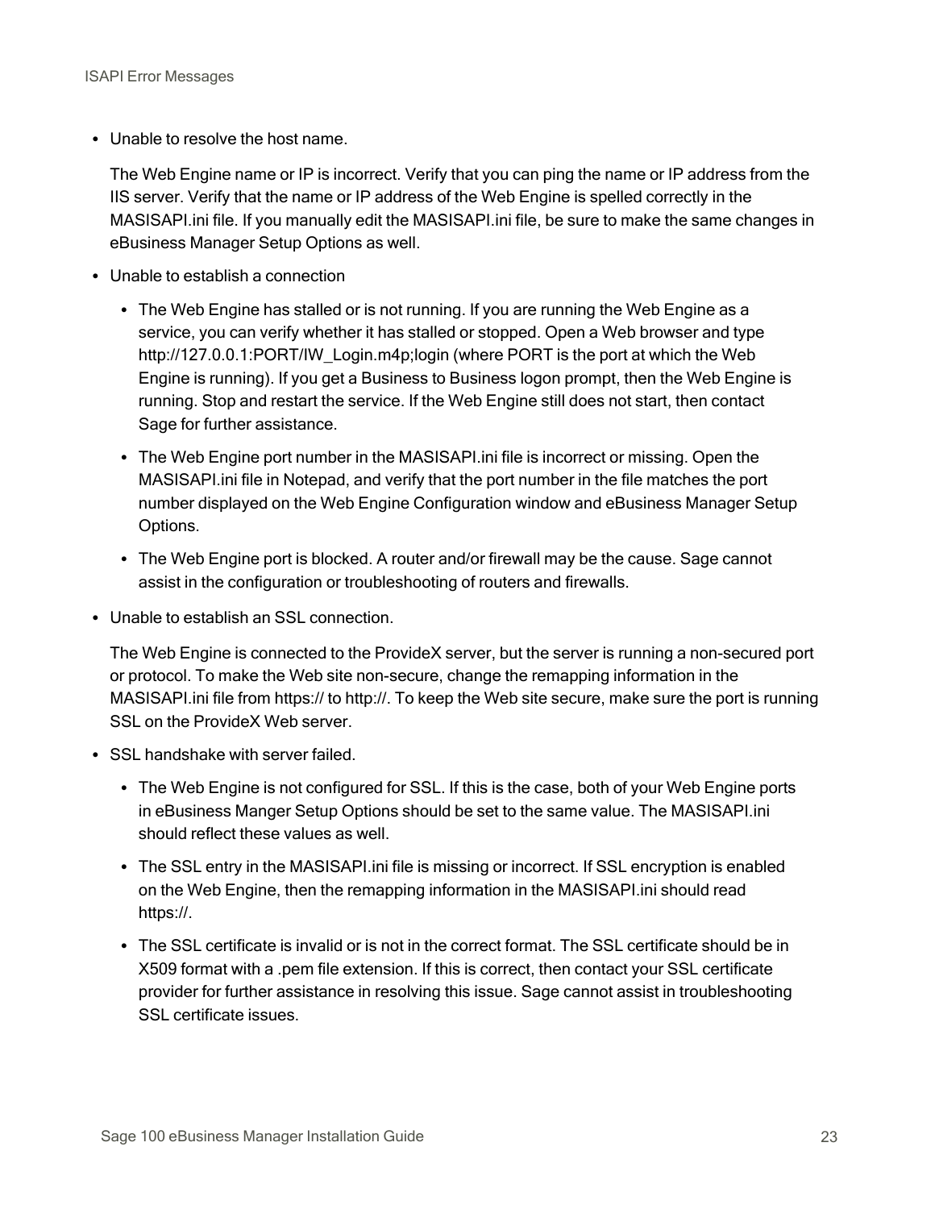- Unable to resolve the host name.

  The Web Engine name or IP is incorrect. Verify that you can ping the name or IP address from the IIS server. Verify that the name or IP address of the Web Engine is spelled correctly in the MASISAPI.ini file. If you manually edit the MASISAPI.ini file, be sure to make the same changes in eBusiness Manager Setup Options as well.

- Unable to establish a connection

  - The Web Engine has stalled or is not running. If you are running the Web Engine as a service, you can verify whether it has stalled or stopped. Open a Web browser and type http://127.0.0.1:PORT/IW_Login.m4p;login (where PORT is the port at which the Web Engine is running). If you get a Business to Business logon prompt, then the Web Engine is running. Stop and restart the service. If the Web Engine still does not start, then contact Sage for further assistance.

  - The Web Engine port number in the MASISAPI.ini file is incorrect or missing. Open the MASISAPI.ini file in Notepad, and verify that the port number in the file matches the port number displayed on the Web Engine Configuration window and eBusiness Manager Setup Options.

  - The Web Engine port is blocked. A router and/or firewall may be the cause. Sage cannot assist in the configuration or troubleshooting of routers and firewalls.

- Unable to establish an SSL connection.

  The Web Engine is connected to the ProvideX server, but the server is running a non-secured port or protocol. To make the Web site non-secure, change the remapping information in the MASISAPI.ini file from https:// to http://. To keep the Web site secure, make sure the port is running SSL on the ProvideX Web server.

- SSL handshake with server failed.

  - The Web Engine is not configured for SSL. If this is the case, both of your Web Engine ports in eBusiness Manger Setup Options should be set to the same value. The MASISAPI.ini should reflect these values as well.

  - The SSL entry in the MASISAPI.ini file is missing or incorrect. If SSL encryption is enabled on the Web Engine, then the remapping information in the MASISAPI.ini should read https://.

  - The SSL certificate is invalid or is not in the correct format. The SSL certificate should be in X509 format with a .pem file extension. If this is correct, then contact your SSL certificate provider for further assistance in resolving this issue. Sage cannot assist in troubleshooting SSL certificate issues.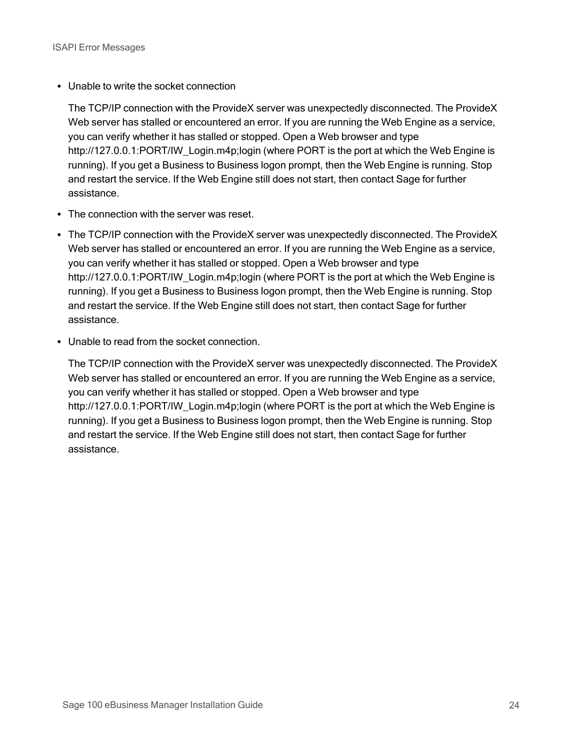- Unable to write the socket connection

  The TCP/IP connection with the ProvideX server was unexpectedly disconnected. The ProvideX Web server has stalled or encountered an error. If you are running the Web Engine as a service, you can verify whether it has stalled or stopped. Open a Web browser and type http://127.0.0.1:PORT/IW_Login.m4p;login (where PORT is the port at which the Web Engine is running). If you get a Business to Business logon prompt, then the Web Engine is running. Stop and restart the service. If the Web Engine still does not start, then contact Sage for further assistance.

- The connection with the server was reset.

- The TCP/IP connection with the ProvideX server was unexpectedly disconnected. The ProvideX Web server has stalled or encountered an error. If you are running the Web Engine as a service, you can verify whether it has stalled or stopped. Open a Web browser and type http://127.0.0.1:PORT/IW_Login.m4p;login (where PORT is the port at which the Web Engine is running). If you get a Business to Business logon prompt, then the Web Engine is running. Stop and restart the service. If the Web Engine still does not start, then contact Sage for further assistance.

- Unable to read from the socket connection.

  The TCP/IP connection with the ProvideX server was unexpectedly disconnected. The ProvideX Web server has stalled or encountered an error. If you are running the Web Engine as a service, you can verify whether it has stalled or stopped. Open a Web browser and type http://127.0.0.1:PORT/IW_Login.m4p;login (where PORT is the port at which the Web Engine is running). If you get a Business to Business logon prompt, then the Web Engine is running. Stop and restart the service. If the Web Engine still does not start, then contact Sage for further assistance.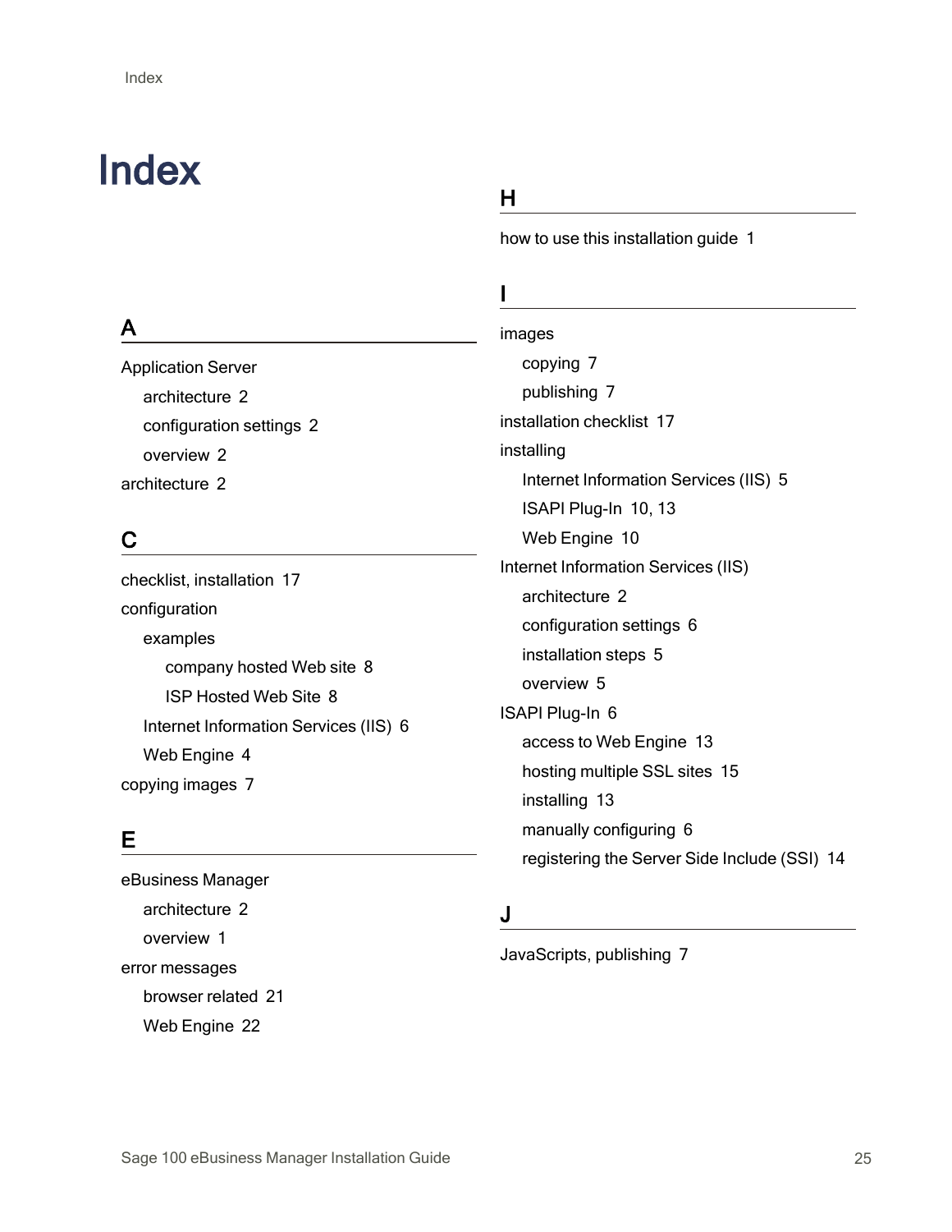# Index

## A

- Application Server
  - architecture 2
  - configuration settings 2
  - overview 2
- architecture 2

## C

- checklist, installation 17
- configuration
  - examples
    - company hosted Web site 8
    - ISP Hosted Web Site 8
  - Internet Information Services (IIS) 6
  - Web Engine 4
- copying images 7

## E

- eBusiness Manager
  - architecture 2
  - overview 1
- error messages
  - browser related 21
  - Web Engine 22

## H

- how to use this installation guide 1

## I

- images
  - copying 7
  - publishing 7
- installation checklist 17
- installing
  - Internet Information Services (IIS) 5
  - ISAPI Plug-In 10, 13
  - Web Engine 10
- Internet Information Services (IIS)
  - architecture 2
  - configuration settings 6
  - installation steps 5
  - overview 5
- ISAPI Plug-In 6
  - access to Web Engine 13
  - hosting multiple SSL sites 15
  - installing 13
  - manually configuring 6
  - registering the Server Side Include (SSI) 14

## J

- JavaScripts, publishing 7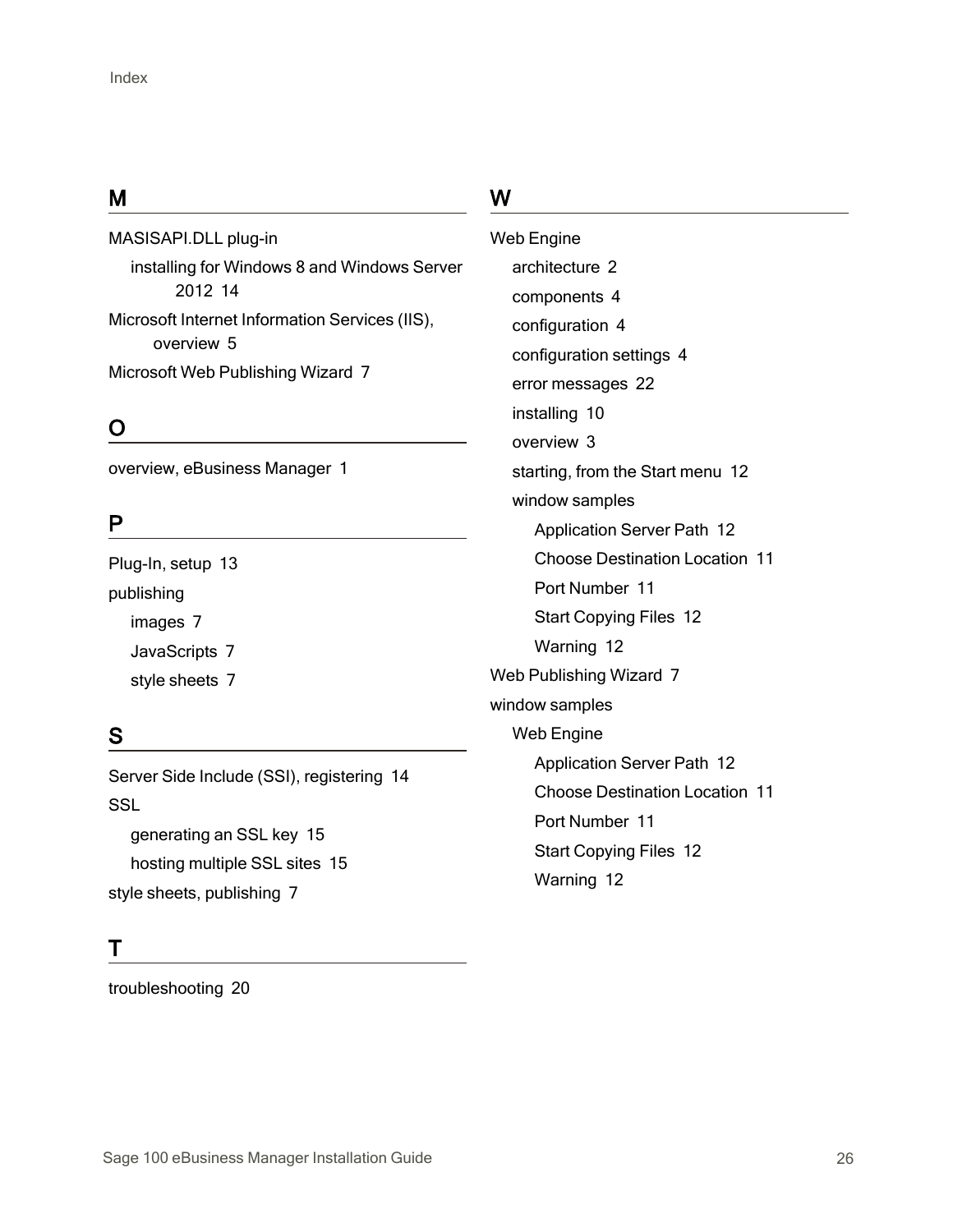## M

MASISAPI.DLL plug-in

- installing for Windows 8 and Windows Server 2012 14

Microsoft Internet Information Services (IIS), overview 5

Microsoft Web Publishing Wizard 7

## O

overview, eBusiness Manager 1

## P

Plug-In, setup 13

publishing

- images 7
- JavaScripts 7
- style sheets 7

## S

Server Side Include (SSI), registering 14

SSL

- generating an SSL key 15
- hosting multiple SSL sites 15

style sheets, publishing 7

## T

troubleshooting 20

## W

Web Engine

- architecture 2
- components 4
- configuration 4
- configuration settings 4
- error messages 22
- installing 10
- overview 3
- starting, from the Start menu 12
- window samples
  - Application Server Path 12
  - Choose Destination Location 11
  - Port Number 11
  - Start Copying Files 12
  - Warning 12

Web Publishing Wizard 7

window samples

- Web Engine
  - Application Server Path 12
  - Choose Destination Location 11
  - Port Number 11
  - Start Copying Files 12
  - Warning 12